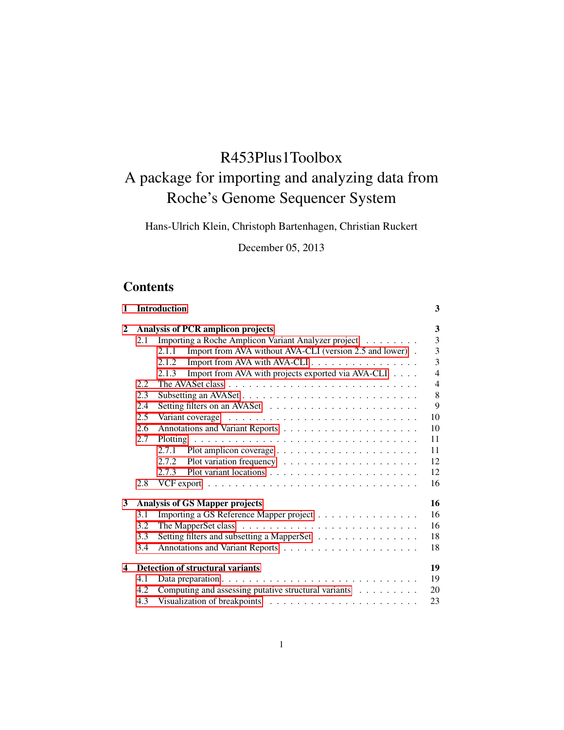# R453Plus1Toolbox
# A package for importing and analyzing data from Roche's Genome Sequencer System

Hans-Ulrich Klein, Christoph Bartenhagen, Christian Ruckert

December 05, 2013

## Contents

**1 Introduction** **3**

**2 Analysis of PCR amplicon projects** **3**
- 2.1 Importing a Roche Amplicon Variant Analyzer project . . . . . . . . 3
  - 2.1.1 Import from AVA without AVA-CLI (version 2.5 and lower) . 3
  - 2.1.2 Import from AVA with AVA-CLI . . . . . . . . . . . . . . . . 3
  - 2.1.3 Import from AVA with projects exported via AVA-CLI . . . . 4
- 2.2 The AVASet class . . . . . . . . . . . . . . . . . . . . . . . . . . 4
- 2.3 Subsetting an AVASet . . . . . . . . . . . . . . . . . . . . . . . . 8
- 2.4 Setting filters on an AVASet . . . . . . . . . . . . . . . . . . . . . 9
- 2.5 Variant coverage . . . . . . . . . . . . . . . . . . . . . . . . . . . 10
- 2.6 Annotations and Variant Reports . . . . . . . . . . . . . . . . . . . 10
- 2.7 Plotting . . . . . . . . . . . . . . . . . . . . . . . . . . . . . . . . 11
  - 2.7.1 Plot amplicon coverage . . . . . . . . . . . . . . . . . . . . . 11
  - 2.7.2 Plot variation frequency . . . . . . . . . . . . . . . . . . . . 12
  - 2.7.3 Plot variant locations . . . . . . . . . . . . . . . . . . . . . 12
- 2.8 VCF export . . . . . . . . . . . . . . . . . . . . . . . . . . . . . . 16

**3 Analysis of GS Mapper projects** **16**
- 3.1 Importing a GS Reference Mapper project . . . . . . . . . . . . . . 16
- 3.2 The MapperSet class . . . . . . . . . . . . . . . . . . . . . . . . . 16
- 3.3 Setting filters and subsetting a MapperSet . . . . . . . . . . . . . . 18
- 3.4 Annotations and Variant Reports . . . . . . . . . . . . . . . . . . . 18

**4 Detection of structural variants** **19**
- 4.1 Data preparation . . . . . . . . . . . . . . . . . . . . . . . . . . . 19
- 4.2 Computing and assessing putative structural variants . . . . . . . . 20
- 4.3 Visualization of breakpoints . . . . . . . . . . . . . . . . . . . . . 23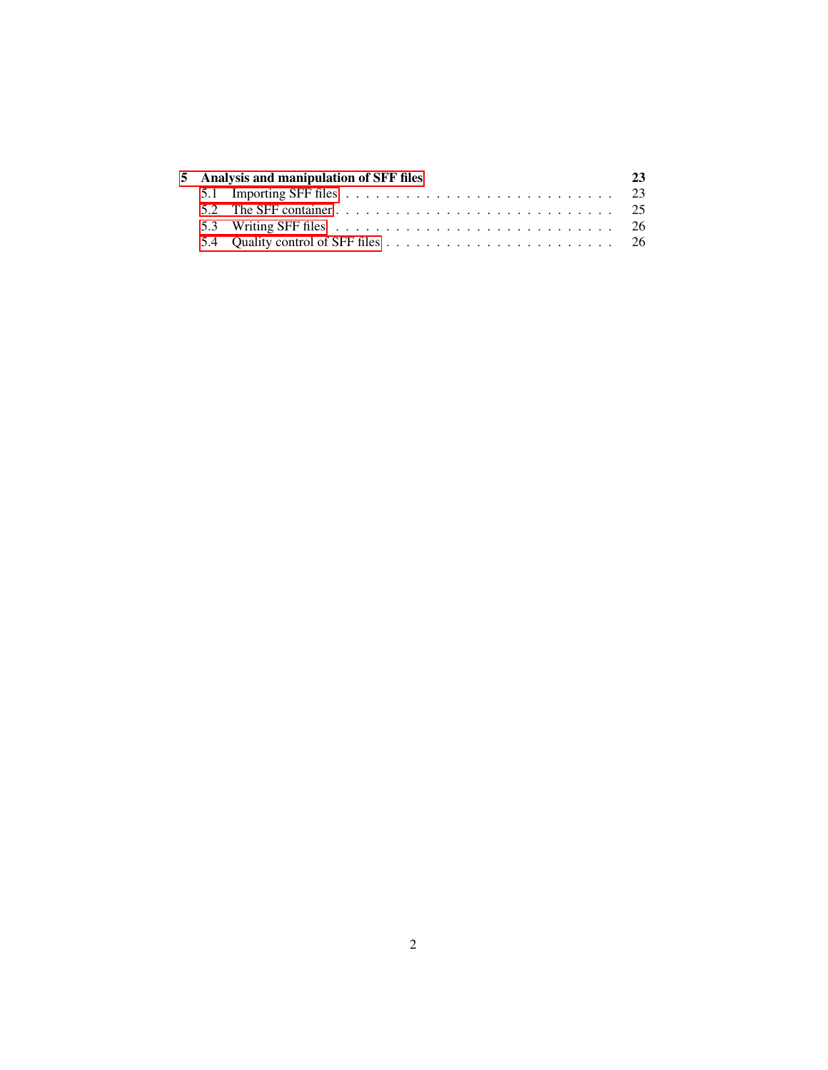**5 Analysis and manipulation of SFF files** **23**

- 5.1 Importing SFF files . . . . . . . . . . . . . . . . . . . . . . . . . . 23
- 5.2 The SFF container . . . . . . . . . . . . . . . . . . . . . . . . . . 25
- 5.3 Writing SFF files . . . . . . . . . . . . . . . . . . . . . . . . . . 26
- 5.4 Quality control of SFF files . . . . . . . . . . . . . . . . . . . . . . . 26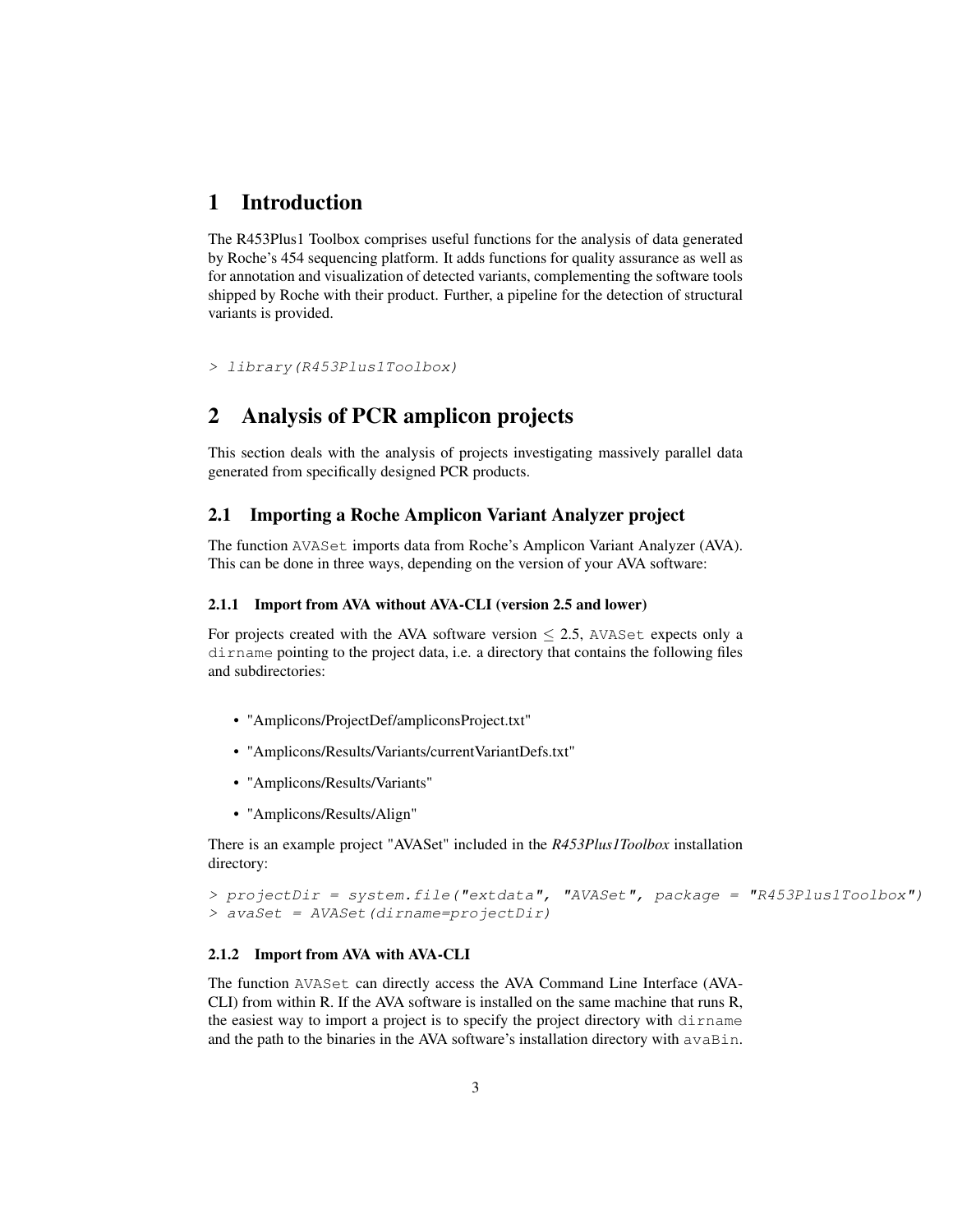# 1 Introduction

The R453Plus1 Toolbox comprises useful functions for the analysis of data generated by Roche's 454 sequencing platform. It adds functions for quality assurance as well as for annotation and visualization of detected variants, complementing the software tools shipped by Roche with their product. Further, a pipeline for the detection of structural variants is provided.

```
> library(R453Plus1Toolbox)
```

# 2 Analysis of PCR amplicon projects

This section deals with the analysis of projects investigating massively parallel data generated from specifically designed PCR products.

## 2.1 Importing a Roche Amplicon Variant Analyzer project

The function `AVASet` imports data from Roche's Amplicon Variant Analyzer (AVA). This can be done in three ways, depending on the version of your AVA software:

### 2.1.1 Import from AVA without AVA-CLI (version 2.5 and lower)

For projects created with the AVA software version $\leq 2.5$, `AVASet` expects only a `dirname` pointing to the project data, i.e. a directory that contains the following files and subdirectories:

- "Amplicons/ProjectDef/ampliconsProject.txt"
- "Amplicons/Results/Variants/currentVariantDefs.txt"
- "Amplicons/Results/Variants"
- "Amplicons/Results/Align"

There is an example project "AVASet" included in the *R453Plus1Toolbox* installation directory:

```
> projectDir = system.file("extdata", "AVASet", package = "R453Plus1Toolbox")
> avaSet = AVASet(dirname=projectDir)
```

### 2.1.2 Import from AVA with AVA-CLI

The function `AVASet` can directly access the AVA Command Line Interface (AVA-CLI) from within R. If the AVA software is installed on the same machine that runs R, the easiest way to import a project is to specify the project directory with `dirname` and the path to the binaries in the AVA software's installation directory with `avaBin`.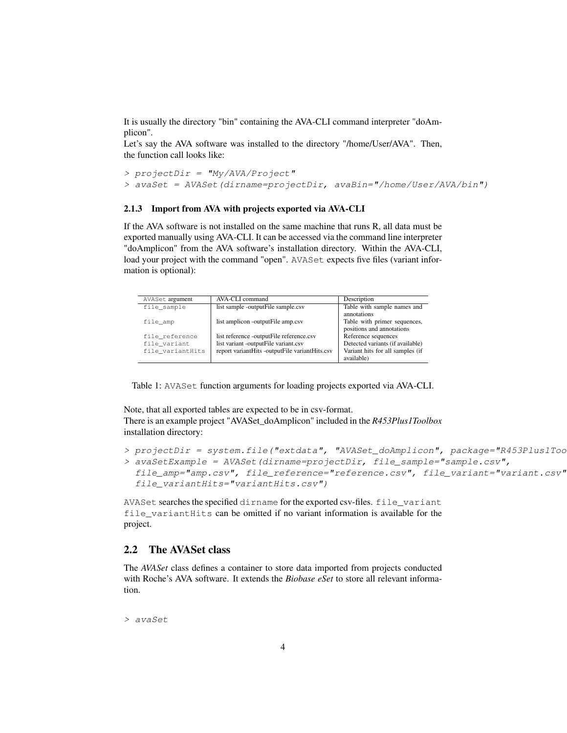It is usually the directory "bin" containing the AVA-CLI command interpreter "doAmplicon".
Let's say the AVA software was installed to the directory "/home/User/AVA". Then, the function call looks like:

```
> projectDir = "My/AVA/Project"
> avaSet = AVASet(dirname=projectDir, avaBin="/home/User/AVA/bin")
```

### 2.1.3 Import from AVA with projects exported via AVA-CLI

If the AVA software is not installed on the same machine that runs R, all data must be exported manually using AVA-CLI. It can be accessed via the command line interpreter "doAmplicon" from the AVA software's installation directory. Within the AVA-CLI, load your project with the command "open". AVASet expects five files (variant information is optional):

| AVASet argument | AVA-CLI command | Description |
|---|---|---|
| file_sample | list sample -outputFile sample.csv | Table with sample names and annotations |
| file_amp | list amplicon -outputFile amp.csv | Table with primer sequences, positions and annotations |
| file_reference | list reference -outputFile reference.csv | Reference sequences |
| file_variant | list variant -outputFile variant.csv | Detected variants (if available) |
| file_variantHits | report variantHits -outputFile variantHits.csv | Variant hits for all samples (if available) |

Table 1: AVASet function arguments for loading projects exported via AVA-CLI.

Note, that all exported tables are expected to be in csv-format.
There is an example project "AVASet_doAmplicon" included in the *R453Plus1Toolbox* installation directory:

```
> projectDir = system.file("extdata", "AVASet_doAmplicon", package="R453Plus1Too
> avaSetExample = AVASet(dirname=projectDir, file_sample="sample.csv",
  file_amp="amp.csv", file_reference="reference.csv", file_variant="variant.csv"
  file_variantHits="variantHits.csv")
```

AVASet searches the specified dirname for the exported csv-files. file_variant file_variantHits can be omitted if no variant information is available for the project.

## 2.2 The AVASet class

The *AVASet* class defines a container to store data imported from projects conducted with Roche's AVA software. It extends the *Biobase eSet* to store all relevant information.

```
> avaSet
```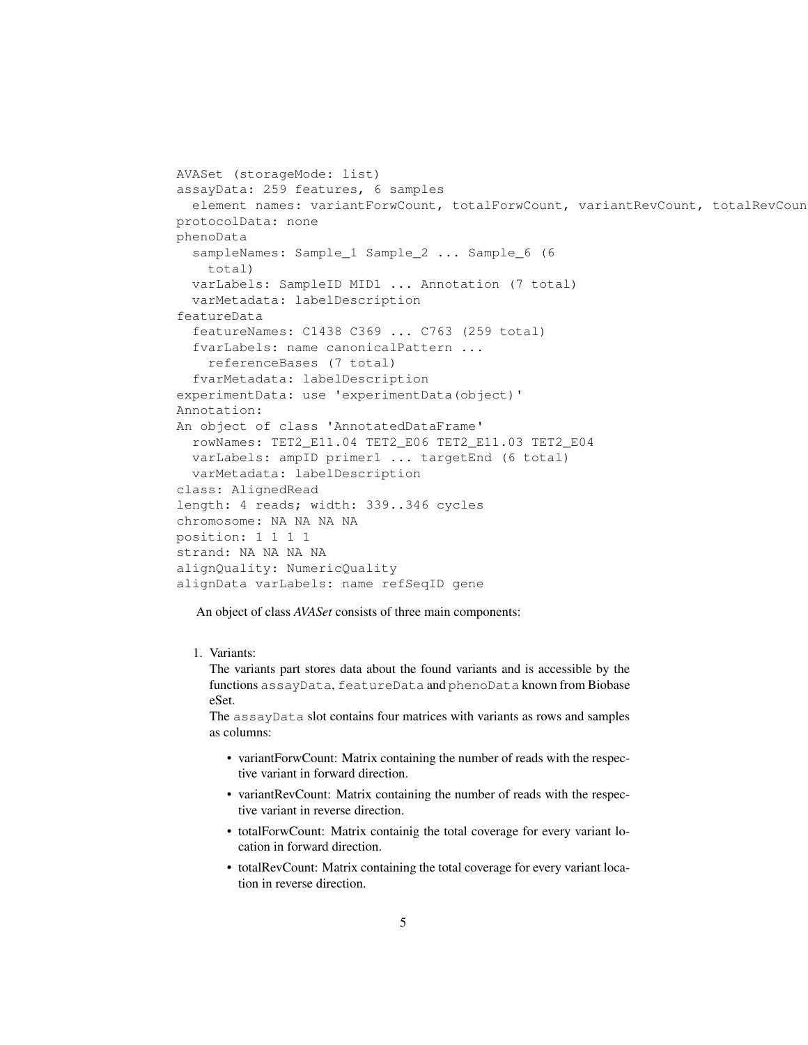```
AVASet (storageMode: list)
assayData: 259 features, 6 samples
  element names: variantForwCount, totalForwCount, variantRevCount, totalRevCoun
protocolData: none
phenoData
  sampleNames: Sample_1 Sample_2 ... Sample_6 (6
    total)
  varLabels: SampleID MID1 ... Annotation (7 total)
  varMetadata: labelDescription
featureData
  featureNames: C1438 C369 ... C763 (259 total)
  fvarLabels: name canonicalPattern ...
    referenceBases (7 total)
  fvarMetadata: labelDescription
experimentData: use 'experimentData(object)'
Annotation:
An object of class 'AnnotatedDataFrame'
  rowNames: TET2_E11.04 TET2_E06 TET2_E11.03 TET2_E04
  varLabels: ampID primer1 ... targetEnd (6 total)
  varMetadata: labelDescription
class: AlignedRead
length: 4 reads; width: 339..346 cycles
chromosome: NA NA NA NA
position: 1 1 1 1
strand: NA NA NA NA
alignQuality: NumericQuality
alignData varLabels: name refSeqID gene
```

An object of class *AVASet* consists of three main components:

1. Variants:
   The variants part stores data about the found variants and is accessible by the functions `assayData`, `featureData` and `phenoData` known from Biobase eSet.
   The `assayData` slot contains four matrices with variants as rows and samples as columns:

   - variantForwCount: Matrix containing the number of reads with the respective variant in forward direction.
   - variantRevCount: Matrix containing the number of reads with the respective variant in reverse direction.
   - totalForwCount: Matrix containig the total coverage for every variant location in forward direction.
   - totalRevCount: Matrix containing the total coverage for every variant location in reverse direction.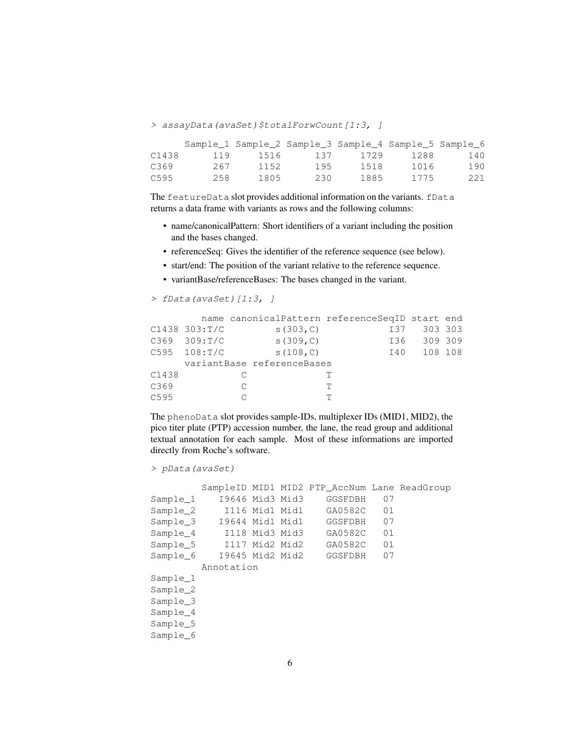```
> assayData(avaSet)$totalForwCount[1:3, ]

      Sample_1 Sample_2 Sample_3 Sample_4 Sample_5 Sample_6
C1438      119     1516      137     1729     1288      140
C369       267     1152      195     1518     1016      190
C595       258     1805      230     1885     1775      221
```

The featureData slot provides additional information on the variants. fData returns a data frame with variants as rows and the following columns:

- name/canonicalPattern: Short identifiers of a variant including the position and the bases changed.
- referenceSeq: Gives the identifier of the reference sequence (see below).
- start/end: The position of the variant relative to the reference sequence.
- variantBase/referenceBases: The bases changed in the variant.

```
> fData(avaSet)[1:3, ]

         name canonicalPattern referenceSeqID start end
C1438 303:T/C         s(303,C)            I37   303 303
C369  309:T/C         s(309,C)            I36   309 309
C595  108:T/C         s(108,C)            I40   108 108
      variantBase referenceBases
C1438           C              T
C369            C              T
C595            C              T
```

The phenoData slot provides sample-IDs, multiplexer IDs (MID1, MID2), the pico titer plate (PTP) accession number, the lane, the read group and additional textual annotation for each sample. Most of these informations are imported directly from Roche's software.

```
> pData(avaSet)

         SampleID MID1 MID2 PTP_AccNum Lane ReadGroup
Sample_1    I9646 Mid3 Mid3    GGSFDBH   07
Sample_2     I116 Mid1 Mid1    GA0582C   01
Sample_3    I9644 Mid1 Mid1    GGSFDBH   07
Sample_4     I118 Mid3 Mid3    GA0582C   01
Sample_5     I117 Mid2 Mid2    GA0582C   01
Sample_6    I9645 Mid2 Mid2    GGSFDBH   07
         Annotation
Sample_1
Sample_2
Sample_3
Sample_4
Sample_5
Sample_6
```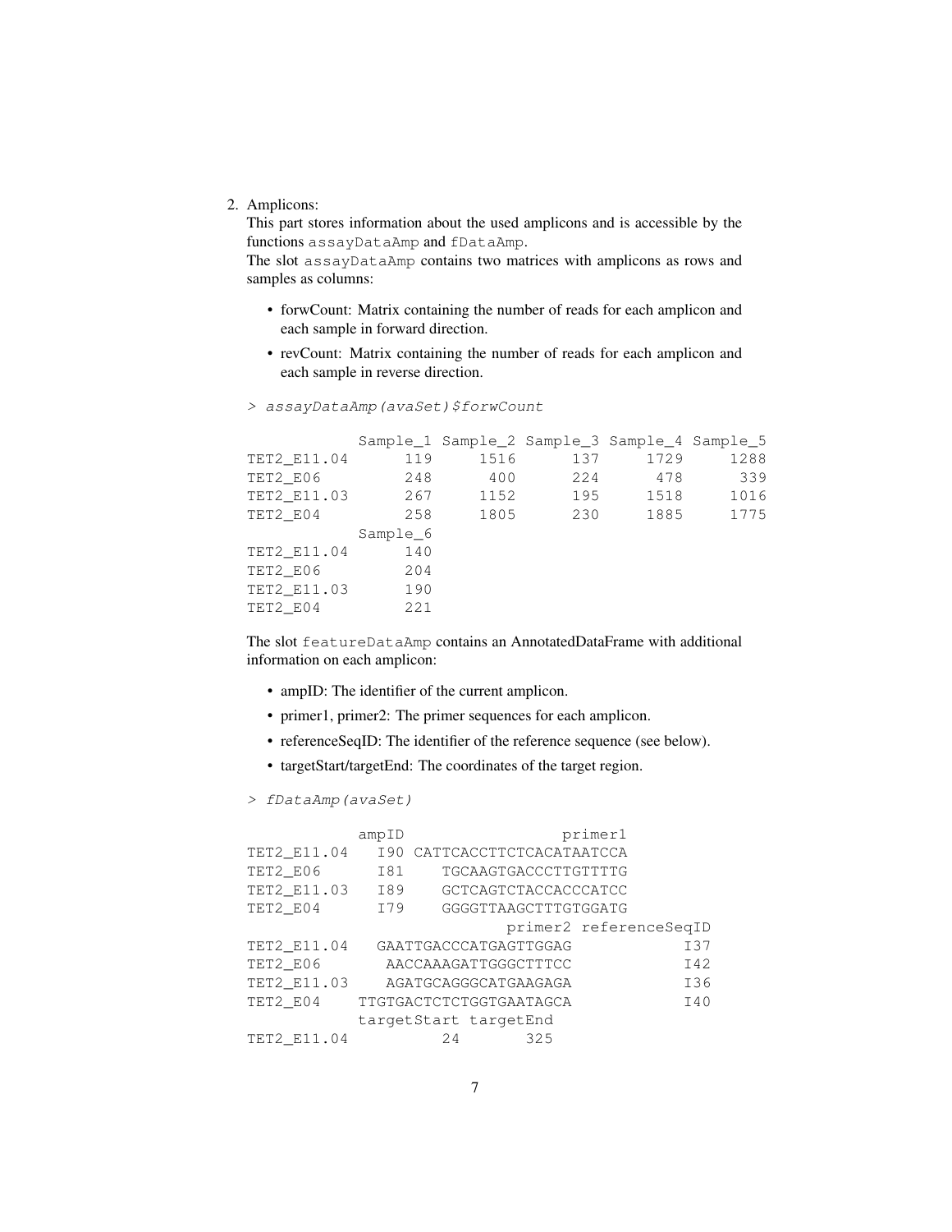2. Amplicons:
   This part stores information about the used amplicons and is accessible by the functions `assayDataAmp` and `fDataAmp`.
   The slot `assayDataAmp` contains two matrices with amplicons as rows and samples as columns:

   - forwCount: Matrix containing the number of reads for each amplicon and each sample in forward direction.
   - revCount: Matrix containing the number of reads for each amplicon and each sample in reverse direction.

```
> assayDataAmp(avaSet)$forwCount
```

```
            Sample_1 Sample_2 Sample_3 Sample_4 Sample_5
TET2_E11.04      119     1516      137     1729     1288
TET2_E06         248      400      224      478      339
TET2_E11.03      267     1152      195     1518     1016
TET2_E04         258     1805      230     1885     1775
            Sample_6
TET2_E11.04      140
TET2_E06         204
TET2_E11.03      190
TET2_E04         221
```

   The slot `featureDataAmp` contains an AnnotatedDataFrame with additional information on each amplicon:

   - ampID: The identifier of the current amplicon.
   - primer1, primer2: The primer sequences for each amplicon.
   - referenceSeqID: The identifier of the reference sequence (see below).
   - targetStart/targetEnd: The coordinates of the target region.

```
> fDataAmp(avaSet)
```

```
            ampID                 primer1
TET2_E11.04   I90 CATTCACCTTCTCACATAATCCA
TET2_E06      I81    TGCAAGTGACCCTTGTTTTG
TET2_E11.03   I89    GCTCAGTCTACCACCCATCC
TET2_E04      I79    GGGGTTAAGCTTTGTGGATG
                            primer2 referenceSeqID
TET2_E11.04    GAATTGACCCATGAGTTGGAG            I37
TET2_E06        AACCAAAGATTGGGCTTTCC            I42
TET2_E11.03     AGATGCAGGGCATGAAGAGA            I36
TET2_E04    TTGTGACTCTCTGGTGAATAGCA            I40
            targetStart targetEnd
TET2_E11.04          24       325
```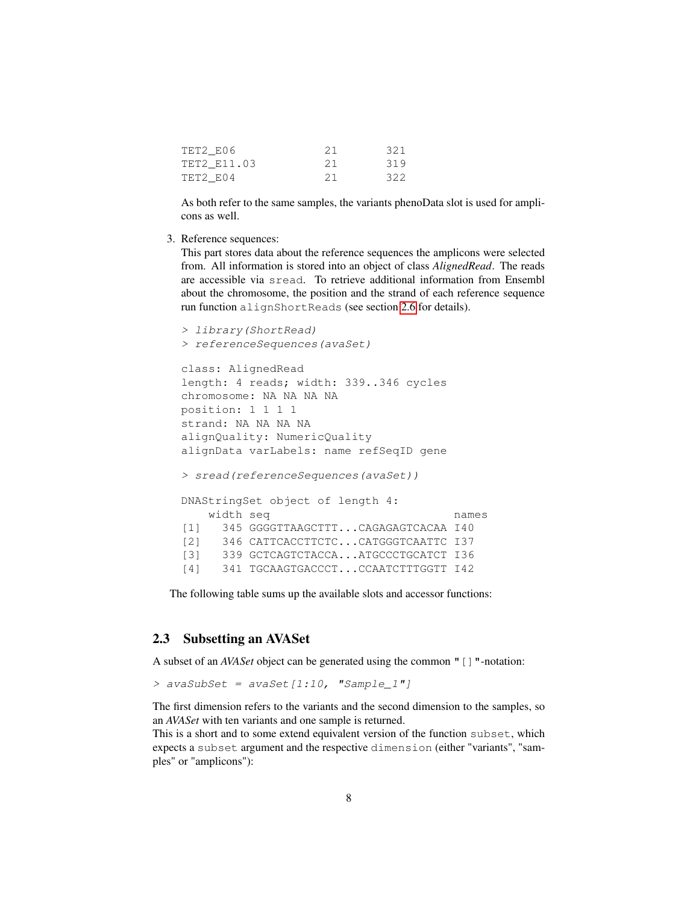```
TET2_E06            21      321
TET2_E11.03         21      319
TET2_E04            21      322
```

As both refer to the same samples, the variants phenoData slot is used for amplicons as well.

3. Reference sequences:
   This part stores data about the reference sequences the amplicons were selected from. All information is stored into an object of class *AlignedRead*. The reads are accessible via `sread`. To retrieve additional information from Ensembl about the chromosome, the position and the strand of each reference sequence run function `alignShortReads` (see section 2.6 for details).

```
> library(ShortRead)
> referenceSequences(avaSet)

class: AlignedRead
length: 4 reads; width: 339..346 cycles
chromosome: NA NA NA NA
position: 1 1 1 1
strand: NA NA NA NA
alignQuality: NumericQuality
alignData varLabels: name refSeqID gene

> sread(referenceSequences(avaSet))

DNAStringSet object of length 4:
    width seq                           names
[1]   345 GGGGTTAAGCTTT...CAGAGAGTCACAA I40
[2]   346 CATTCACCTTCTC...CATGGGTCAATTC I37
[3]   339 GCTCAGTCTACCA...ATGCCCTGCATCT I36
[4]   341 TGCAAGTGACCCT...CCAATCTTTGGTT I42
```

The following table sums up the available slots and accessor functions:

## 2.3 Subsetting an AVASet

A subset of an *AVASet* object can be generated using the common "[]"-notation:

```
> avaSubSet = avaSet[1:10, "Sample_1"]
```

The first dimension refers to the variants and the second dimension to the samples, so an *AVASet* with ten variants and one sample is returned.
This is a short and to some extend equivalent version of the function `subset`, which expects a `subset` argument and the respective `dimension` (either "variants", "samples" or "amplicons"):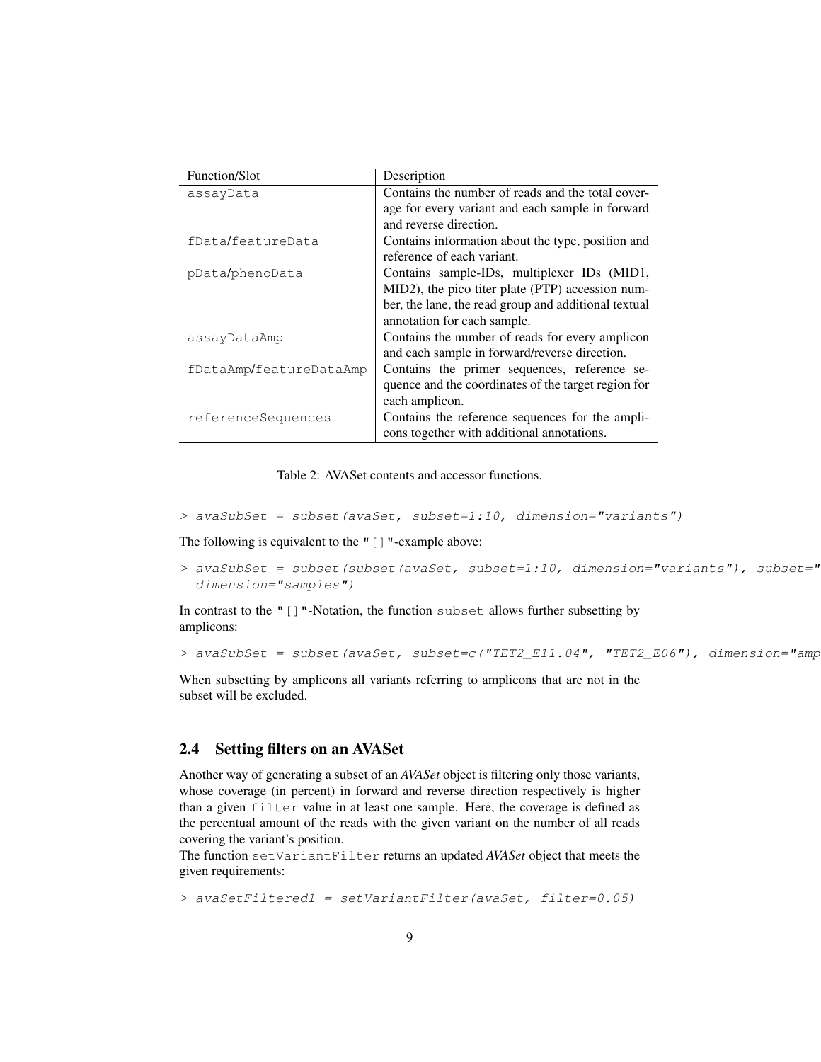| Function/Slot | Description |
|---|---|
| `assayData` | Contains the number of reads and the total coverage for every variant and each sample in forward and reverse direction. |
| `fData`/`featureData` | Contains information about the type, position and reference of each variant. |
| `pData`/`phenoData` | Contains sample-IDs, multiplexer IDs (MID1, MID2), the pico titer plate (PTP) accession number, the lane, the read group and additional textual annotation for each sample. |
| `assayDataAmp` | Contains the number of reads for every amplicon and each sample in forward/reverse direction. |
| `fDataAmp`/`featureDataAmp` | Contains the primer sequences, reference sequence and the coordinates of the target region for each amplicon. |
| `referenceSequences` | Contains the reference sequences for the amplicons together with additional annotations. |

Table 2: AVASet contents and accessor functions.

```
> avaSubSet = subset(avaSet, subset=1:10, dimension="variants")
```

The following is equivalent to the "[]"-example above:

```
> avaSubSet = subset(subset(avaSet, subset=1:10, dimension="variants"), subset="
  dimension="samples")
```

In contrast to the "[]"-Notation, the function `subset` allows further subsetting by amplicons:

```
> avaSubSet = subset(avaSet, subset=c("TET2_E11.04", "TET2_E06"), dimension="amp
```

When subsetting by amplicons all variants referring to amplicons that are not in the subset will be excluded.

## 2.4 Setting filters on an AVASet

Another way of generating a subset of an *AVASet* object is filtering only those variants, whose coverage (in percent) in forward and reverse direction respectively is higher than a given `filter` value in at least one sample. Here, the coverage is defined as the percentual amount of the reads with the given variant on the number of all reads covering the variant's position.

The function `setVariantFilter` returns an updated *AVASet* object that meets the given requirements:

```
> avaSetFiltered1 = setVariantFilter(avaSet, filter=0.05)
```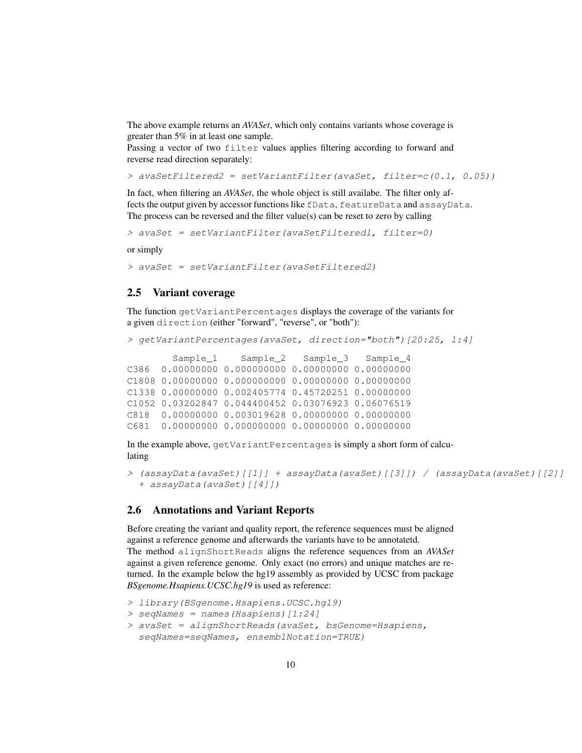The above example returns an *AVASet*, which only contains variants whose coverage is greater than 5% in at least one sample.
Passing a vector of two `filter` values applies filtering according to forward and reverse read direction separately:

```
> avaSetFiltered2 = setVariantFilter(avaSet, filter=c(0.1, 0.05))
```

In fact, when filtering an *AVASet*, the whole object is still availabe. The filter only affects the output given by accessor functions like `fData`, `featureData` and `assayData`. The process can be reversed and the filter value(s) can be reset to zero by calling

```
> avaSet = setVariantFilter(avaSetFiltered1, filter=0)
```

or simply

```
> avaSet = setVariantFilter(avaSetFiltered2)
```

## 2.5 Variant coverage

The function `getVariantPercentages` displays the coverage of the variants for a given `direction` (either "forward", "reverse", or "both"):

```
> getVariantPercentages(avaSet, direction="both")[20:25, 1:4]

        Sample_1    Sample_2   Sample_3   Sample_4
C386  0.00000000 0.000000000 0.00000000 0.00000000
C1808 0.00000000 0.000000000 0.00000000 0.00000000
C1338 0.00000000 0.002405774 0.45720251 0.00000000
C1052 0.03202847 0.044400452 0.03076923 0.06076519
C818  0.00000000 0.003019628 0.00000000 0.00000000
C681  0.00000000 0.000000000 0.00000000 0.00000000
```

In the example above, `getVariantPercentages` is simply a short form of calculating

```
> (assayData(avaSet)[[1]] + assayData(avaSet)[[3]]) / (assayData(avaSet)[[2]]
  + assayData(avaSet)[[4]])
```

## 2.6 Annotations and Variant Reports

Before creating the variant and quality report, the reference sequences must be aligned against a reference genome and afterwards the variants have to be annotatetd.
The method `alignShortReads` aligns the reference sequences from an *AVASet* against a given reference genome. Only exact (no errors) and unique matches are returned. In the example below the hg19 assembly as provided by UCSC from package *BSgenome.Hsapiens.UCSC.hg19* is used as reference:

```
> library(BSgenome.Hsapiens.UCSC.hg19)
> seqNames = names(Hsapiens)[1:24]
> avaSet = alignShortReads(avaSet, bsGenome=Hsapiens,
  seqNames=seqNames, ensemblNotation=TRUE)
```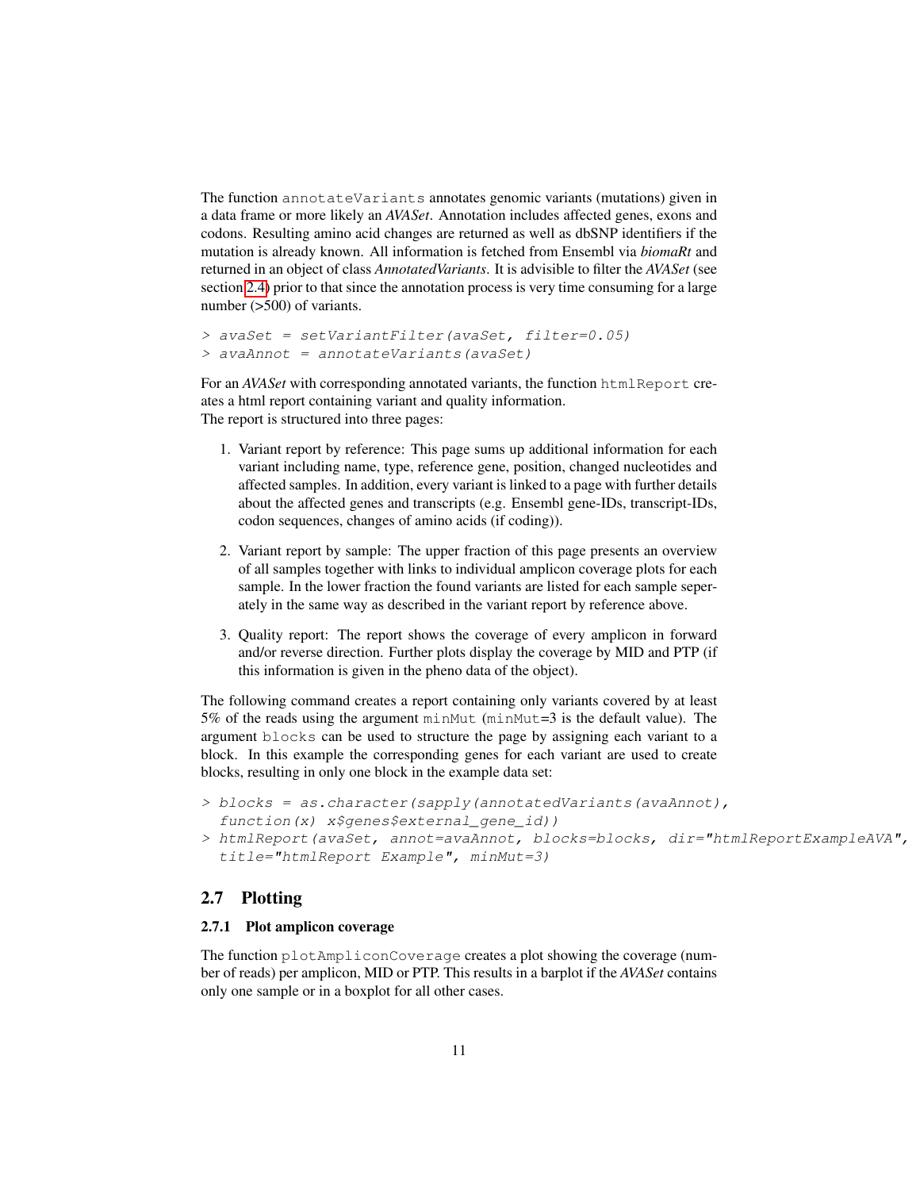The function `annotateVariants` annotates genomic variants (mutations) given in a data frame or more likely an *AVASet*. Annotation includes affected genes, exons and codons. Resulting amino acid changes are returned as well as dbSNP identifiers if the mutation is already known. All information is fetched from Ensembl via *biomaRt* and returned in an object of class *AnnotatedVariants*. It is advisible to filter the *AVASet* (see section 2.4) prior to that since the annotation process is very time consuming for a large number (>500) of variants.

```
> avaSet = setVariantFilter(avaSet, filter=0.05)
> avaAnnot = annotateVariants(avaSet)
```

For an *AVASet* with corresponding annotated variants, the function `htmlReport` creates a html report containing variant and quality information.
The report is structured into three pages:

1. Variant report by reference: This page sums up additional information for each variant including name, type, reference gene, position, changed nucleotides and affected samples. In addition, every variant is linked to a page with further details about the affected genes and transcripts (e.g. Ensembl gene-IDs, transcript-IDs, codon sequences, changes of amino acids (if coding)).

2. Variant report by sample: The upper fraction of this page presents an overview of all samples together with links to individual amplicon coverage plots for each sample. In the lower fraction the found variants are listed for each sample seperately in the same way as described in the variant report by reference above.

3. Quality report: The report shows the coverage of every amplicon in forward and/or reverse direction. Further plots display the coverage by MID and PTP (if this information is given in the pheno data of the object).

The following command creates a report containing only variants covered by at least 5% of the reads using the argument `minMut` (`minMut`=3 is the default value). The argument `blocks` can be used to structure the page by assigning each variant to a block. In this example the corresponding genes for each variant are used to create blocks, resulting in only one block in the example data set:

```
> blocks = as.character(sapply(annotatedVariants(avaAnnot),
  function(x) x$genes$external_gene_id))
> htmlReport(avaSet, annot=avaAnnot, blocks=blocks, dir="htmlReportExampleAVA",
  title="htmlReport Example", minMut=3)
```

## 2.7 Plotting

### 2.7.1 Plot amplicon coverage

The function `plotAmpliconCoverage` creates a plot showing the coverage (number of reads) per amplicon, MID or PTP. This results in a barplot if the *AVASet* contains only one sample or in a boxplot for all other cases.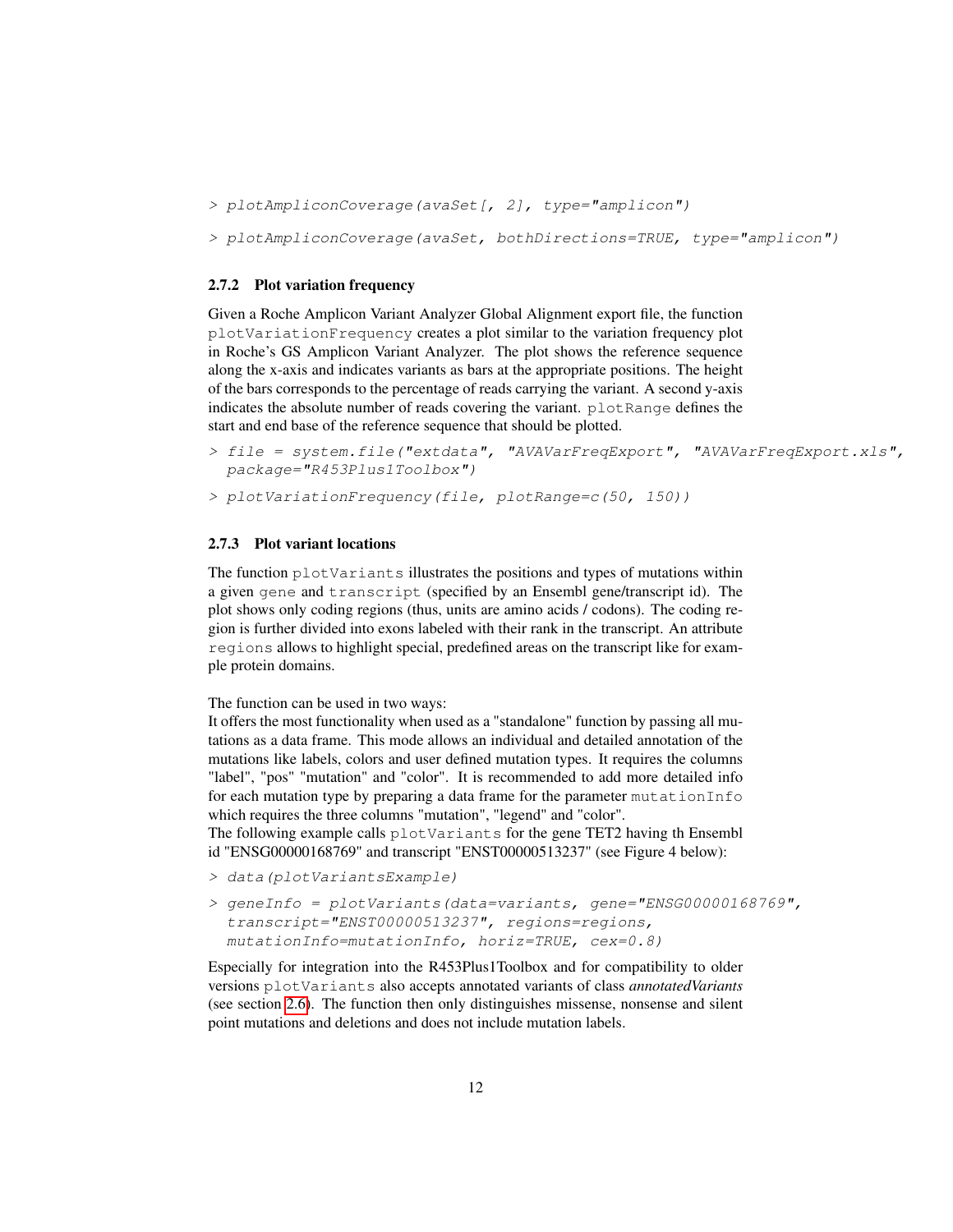```
> plotAmpliconCoverage(avaSet[, 2], type="amplicon")
```

```
> plotAmpliconCoverage(avaSet, bothDirections=TRUE, type="amplicon")
```

### 2.7.2 Plot variation frequency

Given a Roche Amplicon Variant Analyzer Global Alignment export file, the function `plotVariationFrequency` creates a plot similar to the variation frequency plot in Roche's GS Amplicon Variant Analyzer. The plot shows the reference sequence along the x-axis and indicates variants as bars at the appropriate positions. The height of the bars corresponds to the percentage of reads carrying the variant. A second y-axis indicates the absolute number of reads covering the variant. `plotRange` defines the start and end base of the reference sequence that should be plotted.

```
> file = system.file("extdata", "AVAVarFreqExport", "AVAVarFreqExport.xls",
  package="R453Plus1Toolbox")
```

```
> plotVariationFrequency(file, plotRange=c(50, 150))
```

### 2.7.3 Plot variant locations

The function `plotVariants` illustrates the positions and types of mutations within a given `gene` and `transcript` (specified by an Ensembl gene/transcript id). The plot shows only coding regions (thus, units are amino acids / codons). The coding region is further divided into exons labeled with their rank in the transcript. An attribute `regions` allows to highlight special, predefined areas on the transcript like for example protein domains.

The function can be used in two ways:
It offers the most functionality when used as a "standalone" function by passing all mutations as a data frame. This mode allows an individual and detailed annotation of the mutations like labels, colors and user defined mutation types. It requires the columns "label", "pos" "mutation" and "color". It is recommended to add more detailed info for each mutation type by preparing a data frame for the parameter `mutationInfo` which requires the three columns "mutation", "legend" and "color".
The following example calls `plotVariants` for the gene TET2 having th Ensembl id "ENSG00000168769" and transcript "ENST00000513237" (see Figure 4 below):

```
> data(plotVariantsExample)
```

```
> geneInfo = plotVariants(data=variants, gene="ENSG00000168769",
  transcript="ENST00000513237", regions=regions,
  mutationInfo=mutationInfo, horiz=TRUE, cex=0.8)
```

Especially for integration into the R453Plus1Toolbox and for compatibility to older versions `plotVariants` also accepts annotated variants of class *annotatedVariants* (see section 2.6). The function then only distinguishes missense, nonsense and silent point mutations and deletions and does not include mutation labels.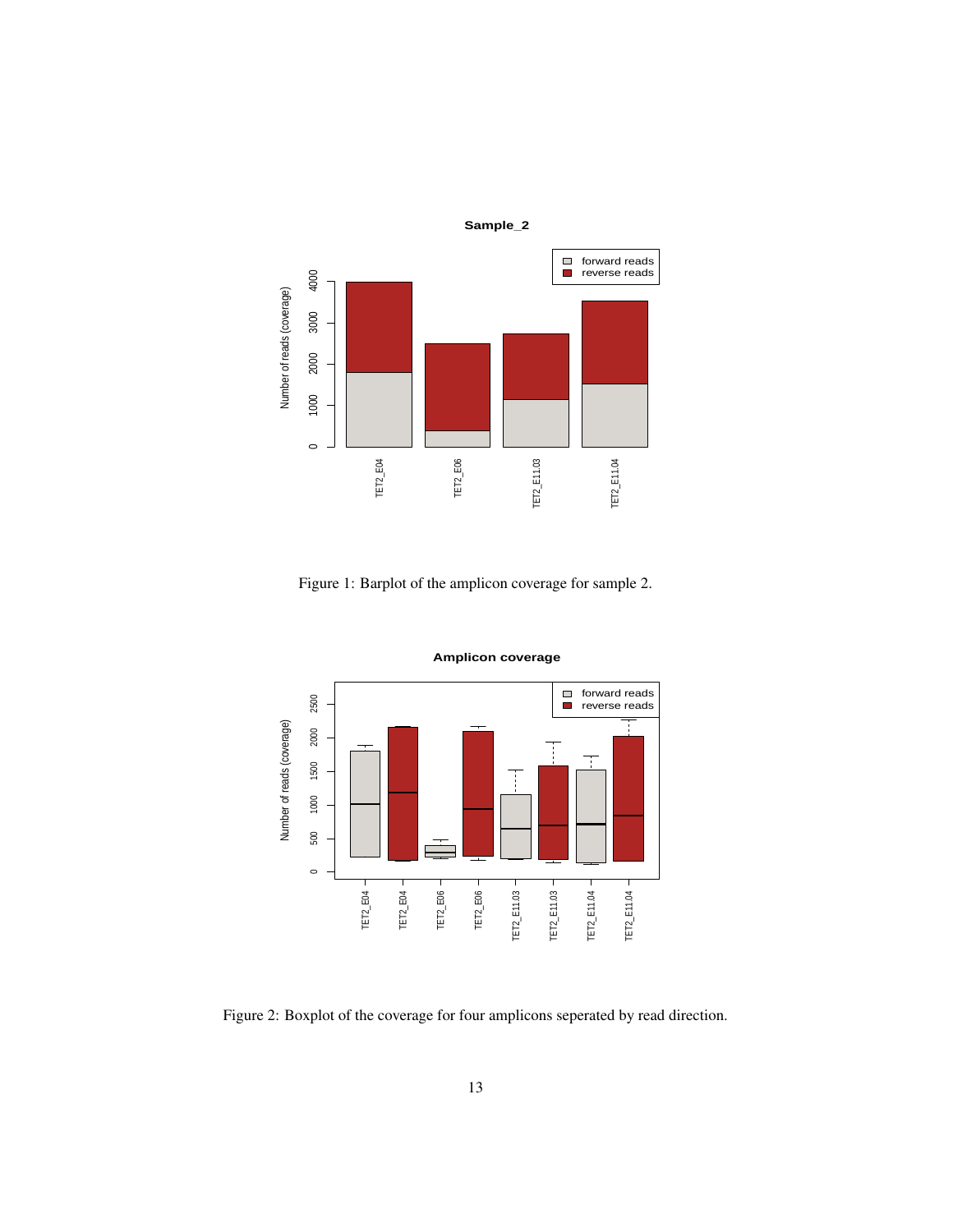Figure 1: Barplot of the amplicon coverage for sample 2.

Figure 2: Boxplot of the coverage for four amplicons seperated by read direction.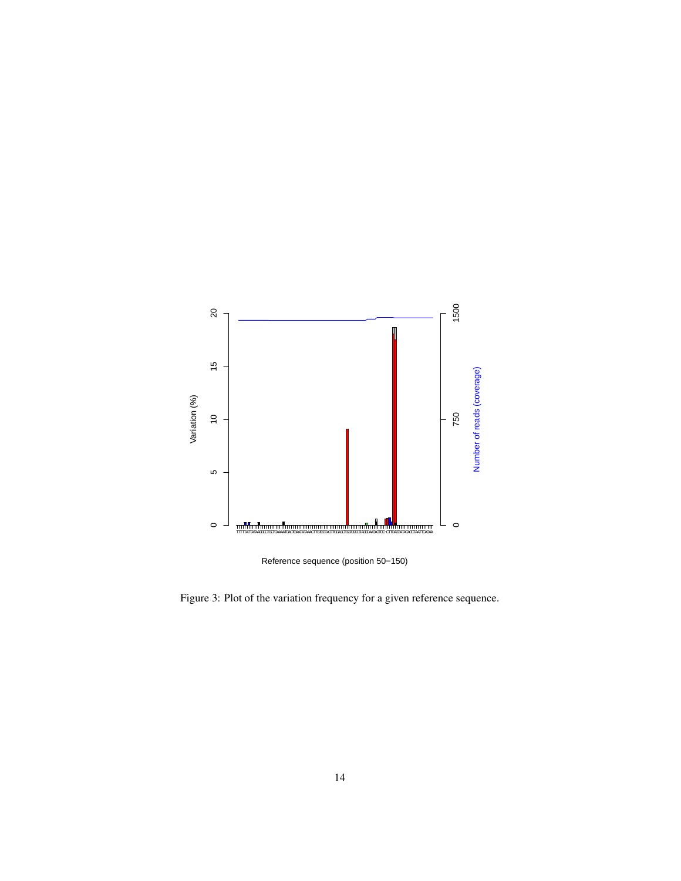Figure 3: Plot of the variation frequency for a given reference sequence.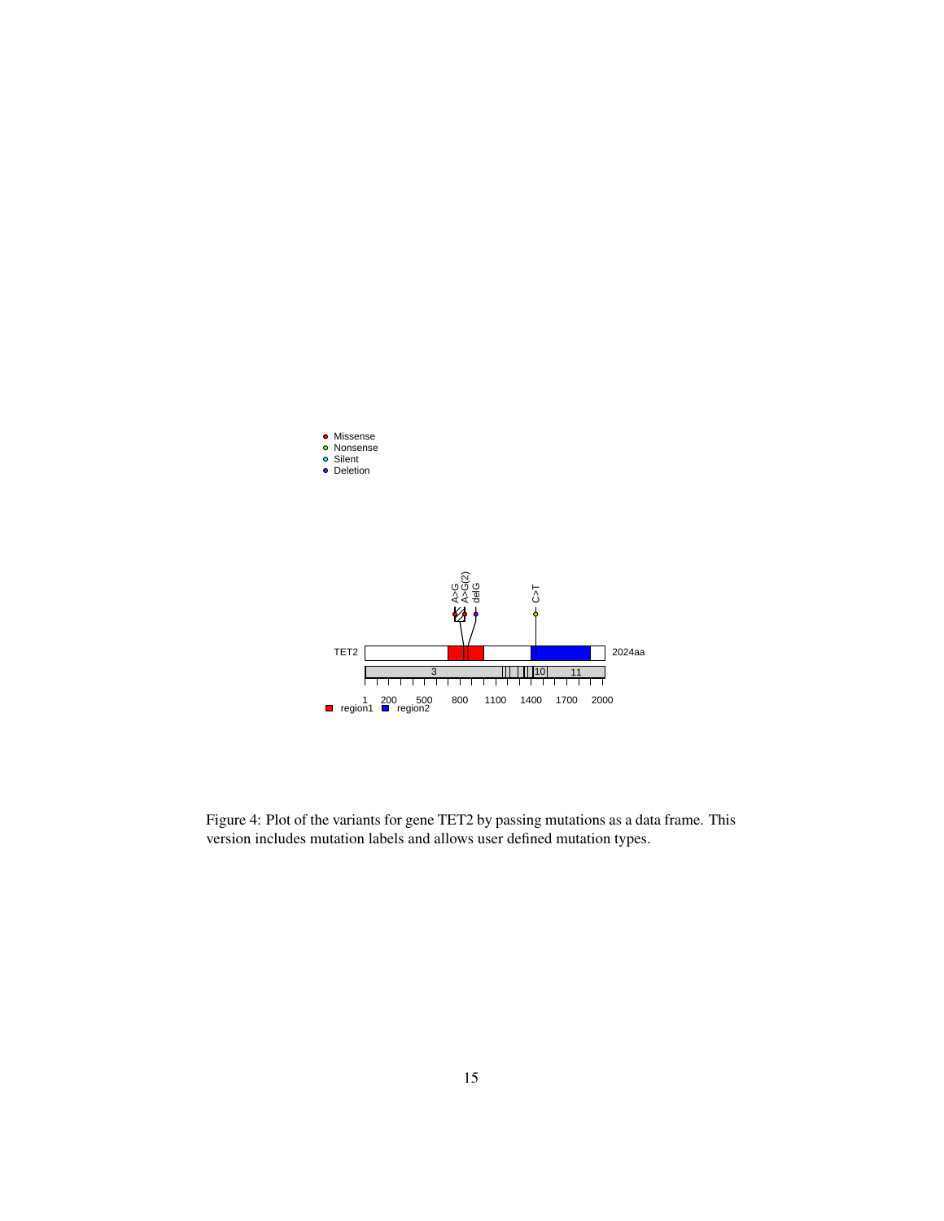Figure 4: Plot of the variants for gene TET2 by passing mutations as a data frame. This version includes mutation labels and allows user defined mutation types.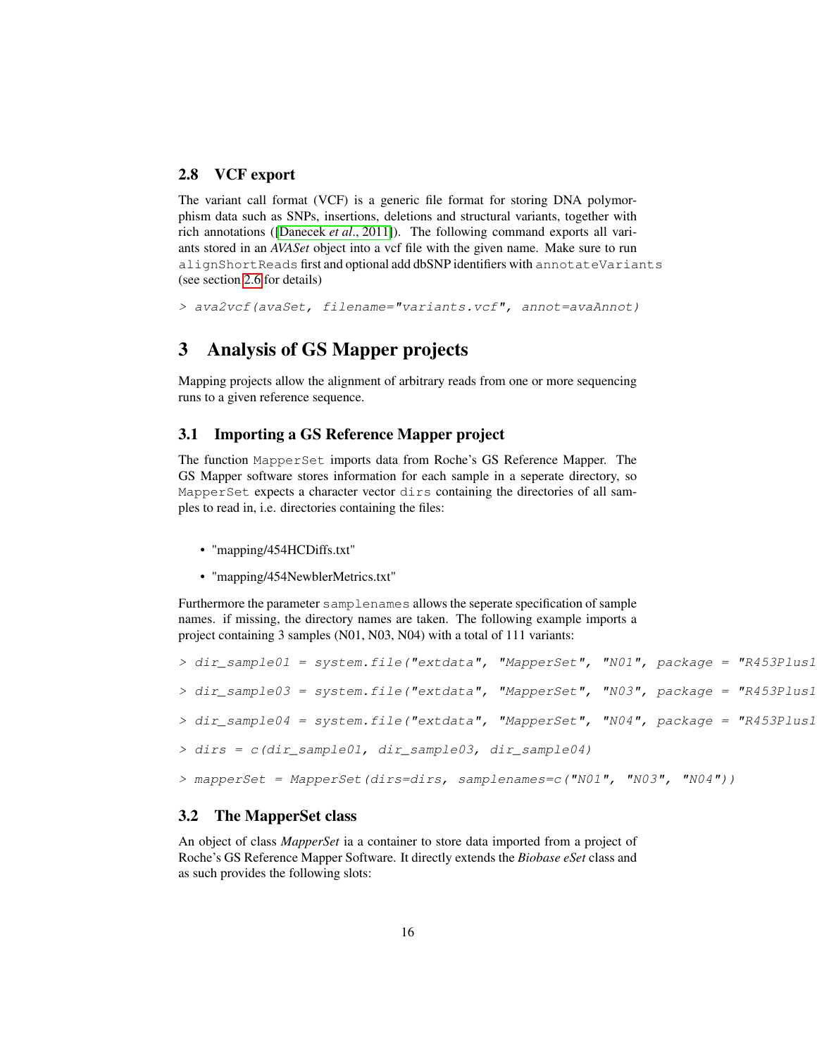## 2.8 VCF export

The variant call format (VCF) is a generic file format for storing DNA polymorphism data such as SNPs, insertions, deletions and structural variants, together with rich annotations ([Danecek *et al*., 2011]). The following command exports all variants stored in an *AVASet* object into a vcf file with the given name. Make sure to run alignShortReads first and optional add dbSNP identifiers with annotateVariants (see section 2.6 for details)

```
> ava2vcf(avaSet, filename="variants.vcf", annot=avaAnnot)
```

# 3 Analysis of GS Mapper projects

Mapping projects allow the alignment of arbitrary reads from one or more sequencing runs to a given reference sequence.

## 3.1 Importing a GS Reference Mapper project

The function MapperSet imports data from Roche's GS Reference Mapper. The GS Mapper software stores information for each sample in a seperate directory, so MapperSet expects a character vector dirs containing the directories of all samples to read in, i.e. directories containing the files:

- "mapping/454HCDiffs.txt"
- "mapping/454NewblerMetrics.txt"

Furthermore the parameter samplenames allows the seperate specification of sample names. if missing, the directory names are taken. The following example imports a project containing 3 samples (N01, N03, N04) with a total of 111 variants:

```
> dir_sample01 = system.file("extdata", "MapperSet", "N01", package = "R453Plus1

> dir_sample03 = system.file("extdata", "MapperSet", "N03", package = "R453Plus1

> dir_sample04 = system.file("extdata", "MapperSet", "N04", package = "R453Plus1

> dirs = c(dir_sample01, dir_sample03, dir_sample04)

> mapperSet = MapperSet(dirs=dirs, samplenames=c("N01", "N03", "N04"))
```

## 3.2 The MapperSet class

An object of class *MapperSet* ia a container to store data imported from a project of Roche's GS Reference Mapper Software. It directly extends the *Biobase eSet* class and as such provides the following slots: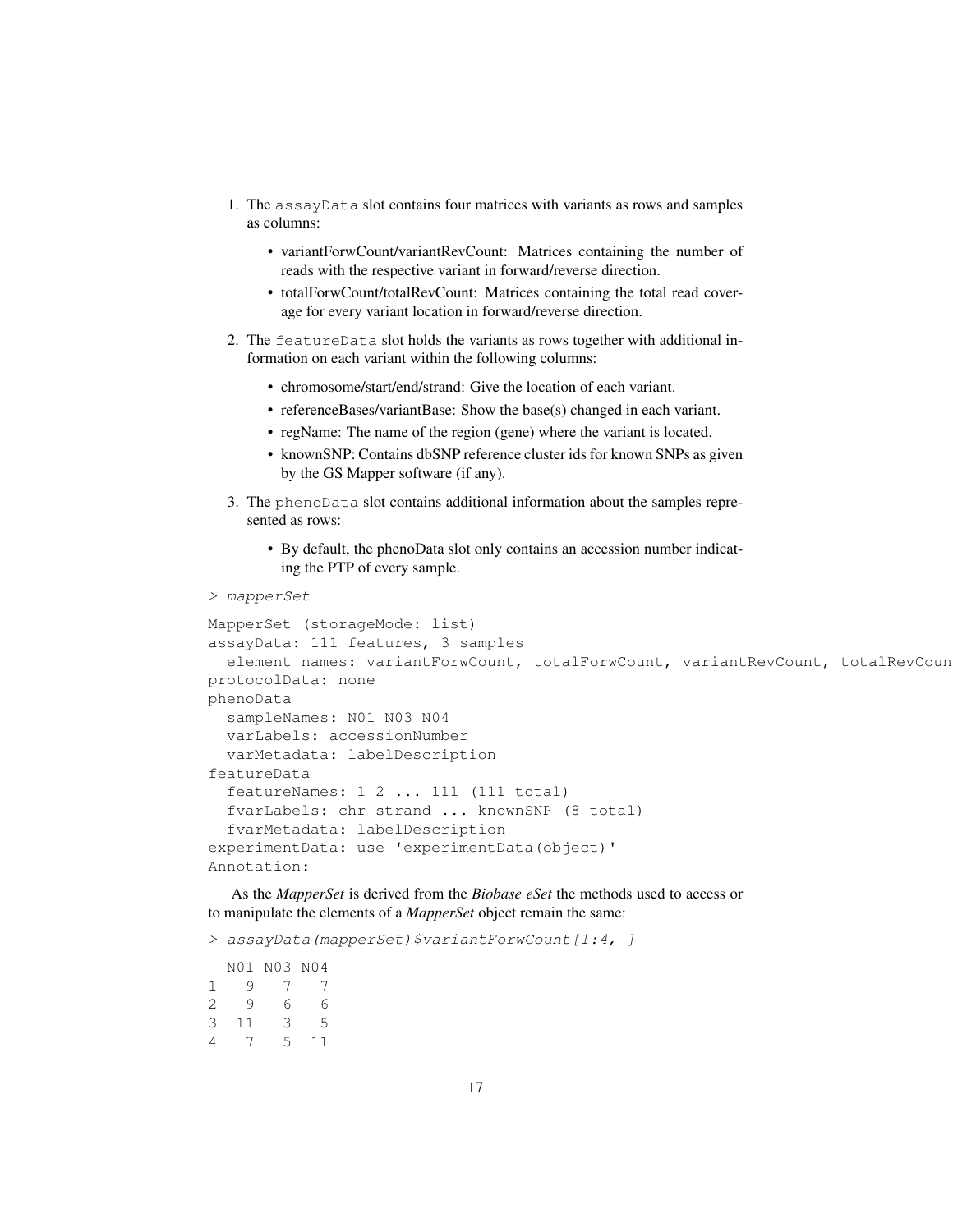1. The `assayData` slot contains four matrices with variants as rows and samples as columns:

   - variantForwCount/variantRevCount: Matrices containing the number of reads with the respective variant in forward/reverse direction.
   - totalForwCount/totalRevCount: Matrices containing the total read coverage for every variant location in forward/reverse direction.

2. The `featureData` slot holds the variants as rows together with additional information on each variant within the following columns:

   - chromosome/start/end/strand: Give the location of each variant.
   - referenceBases/variantBase: Show the base(s) changed in each variant.
   - regName: The name of the region (gene) where the variant is located.
   - knownSNP: Contains dbSNP reference cluster ids for known SNPs as given by the GS Mapper software (if any).

3. The `phenoData` slot contains additional information about the samples represented as rows:

   - By default, the phenoData slot only contains an accession number indicating the PTP of every sample.

```
> mapperSet

MapperSet (storageMode: list)
assayData: 111 features, 3 samples
  element names: variantForwCount, totalForwCount, variantRevCount, totalRevCoun
protocolData: none
phenoData
  sampleNames: N01 N03 N04
  varLabels: accessionNumber
  varMetadata: labelDescription
featureData
  featureNames: 1 2 ... 111 (111 total)
  fvarLabels: chr strand ... knownSNP (8 total)
  fvarMetadata: labelDescription
experimentData: use 'experimentData(object)'
Annotation:
```

As the *MapperSet* is derived from the *Biobase eSet* the methods used to access or to manipulate the elements of a *MapperSet* object remain the same:

```
> assayData(mapperSet)$variantForwCount[1:4, ]

  N01 N03 N04
1   9   7   7
2   9   6   6
3  11   3   5
4   7   5  11
```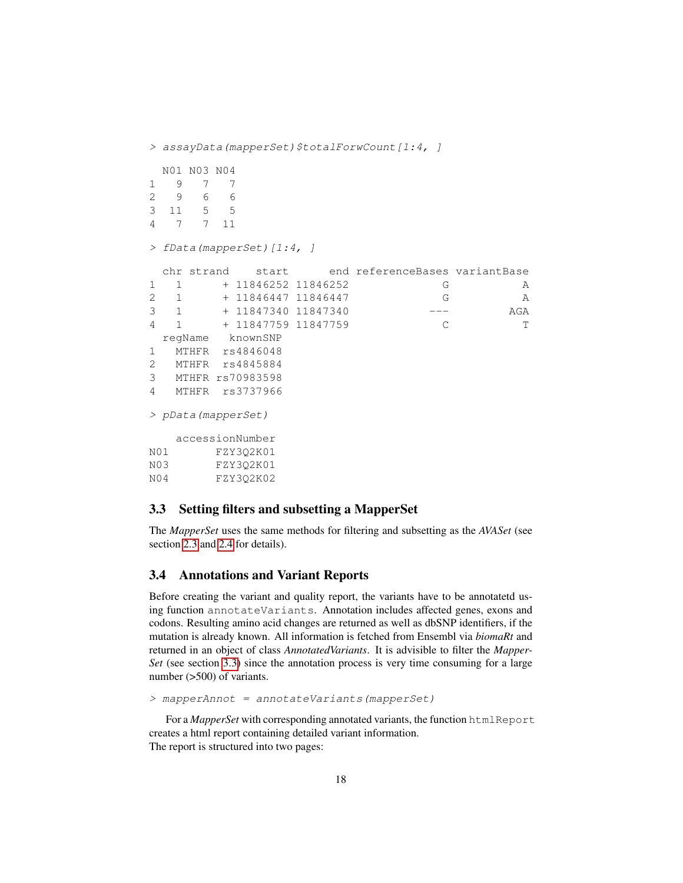```
> assayData(mapperSet)$totalForwCount[1:4, ]

  N01 N03 N04
1   9   7   7
2   9   6   6
3  11   5   5
4   7   7  11

> fData(mapperSet)[1:4, ]

  chr strand    start      end referenceBases variantBase
1   1      + 11846252 11846252              G           A
2   1      + 11846447 11846447              G           A
3   1      + 11847340 11847340            ---         AGA
4   1      + 11847759 11847759              C           T
  regName   knownSNP
1   MTHFR  rs4846048
2   MTHFR  rs4845884
3   MTHFR rs70983598
4   MTHFR  rs3737966

> pData(mapperSet)

    accessionNumber
N01       FZY3Q2K01
N03       FZY3Q2K01
N04       FZY3Q2K02
```

### 3.3 Setting filters and subsetting a MapperSet

The *MapperSet* uses the same methods for filtering and subsetting as the *AVASet* (see section 2.3 and 2.4 for details).

### 3.4 Annotations and Variant Reports

Before creating the variant and quality report, the variants have to be annotatetd using function `annotateVariants`. Annotation includes affected genes, exons and codons. Resulting amino acid changes are returned as well as dbSNP identifiers, if the mutation is already known. All information is fetched from Ensembl via *biomaRt* and returned in an object of class *AnnotatedVariants*. It is advisible to filter the *MapperSet* (see section 3.3) since the annotation process is very time consuming for a large number (>500) of variants.

```
> mapperAnnot = annotateVariants(mapperSet)
```

For a *MapperSet* with corresponding annotated variants, the function `htmlReport` creates a html report containing detailed variant information.
The report is structured into two pages: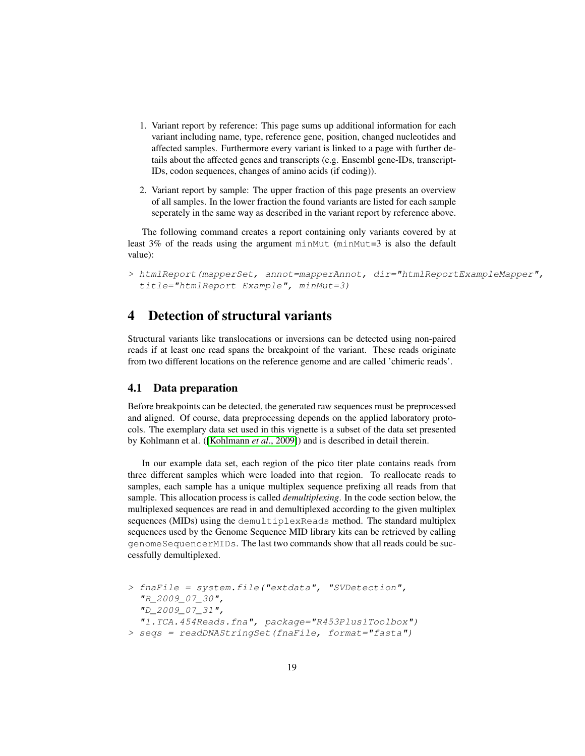1. Variant report by reference: This page sums up additional information for each variant including name, type, reference gene, position, changed nucleotides and affected samples. Furthermore every variant is linked to a page with further details about the affected genes and transcripts (e.g. Ensembl gene-IDs, transcript-IDs, codon sequences, changes of amino acids (if coding)).

2. Variant report by sample: The upper fraction of this page presents an overview of all samples. In the lower fraction the found variants are listed for each sample seperately in the same way as described in the variant report by reference above.

The following command creates a report containing only variants covered by at least 3% of the reads using the argument `minMut` (`minMut`=3 is also the default value):

```
> htmlReport(mapperSet, annot=mapperAnnot, dir="htmlReportExampleMapper",
  title="htmlReport Example", minMut=3)
```

# 4 Detection of structural variants

Structural variants like translocations or inversions can be detected using non-paired reads if at least one read spans the breakpoint of the variant. These reads originate from two different locations on the reference genome and are called 'chimeric reads'.

## 4.1 Data preparation

Before breakpoints can be detected, the generated raw sequences must be preprocessed and aligned. Of course, data preprocessing depends on the applied laboratory protocols. The exemplary data set used in this vignette is a subset of the data set presented by Kohlmann et al. ([Kohlmann *et al*., 2009]) and is described in detail therein.

In our example data set, each region of the pico titer plate contains reads from three different samples which were loaded into that region. To reallocate reads to samples, each sample has a unique multiplex sequence prefixing all reads from that sample. This allocation process is called ***demultiplexing***. In the code section below, the multiplexed sequences are read in and demultiplexed according to the given multiplex sequences (MIDs) using the `demultiplexReads` method. The standard multiplex sequences used by the Genome Sequence MID library kits can be retrieved by calling `genomeSequencerMIDs`. The last two commands show that all reads could be successfully demultiplexed.

```
> fnaFile = system.file("extdata", "SVDetection",
  "R_2009_07_30",
  "D_2009_07_31",
  "1.TCA.454Reads.fna", package="R453Plus1Toolbox")
> seqs = readDNAStringSet(fnaFile, format="fasta")
```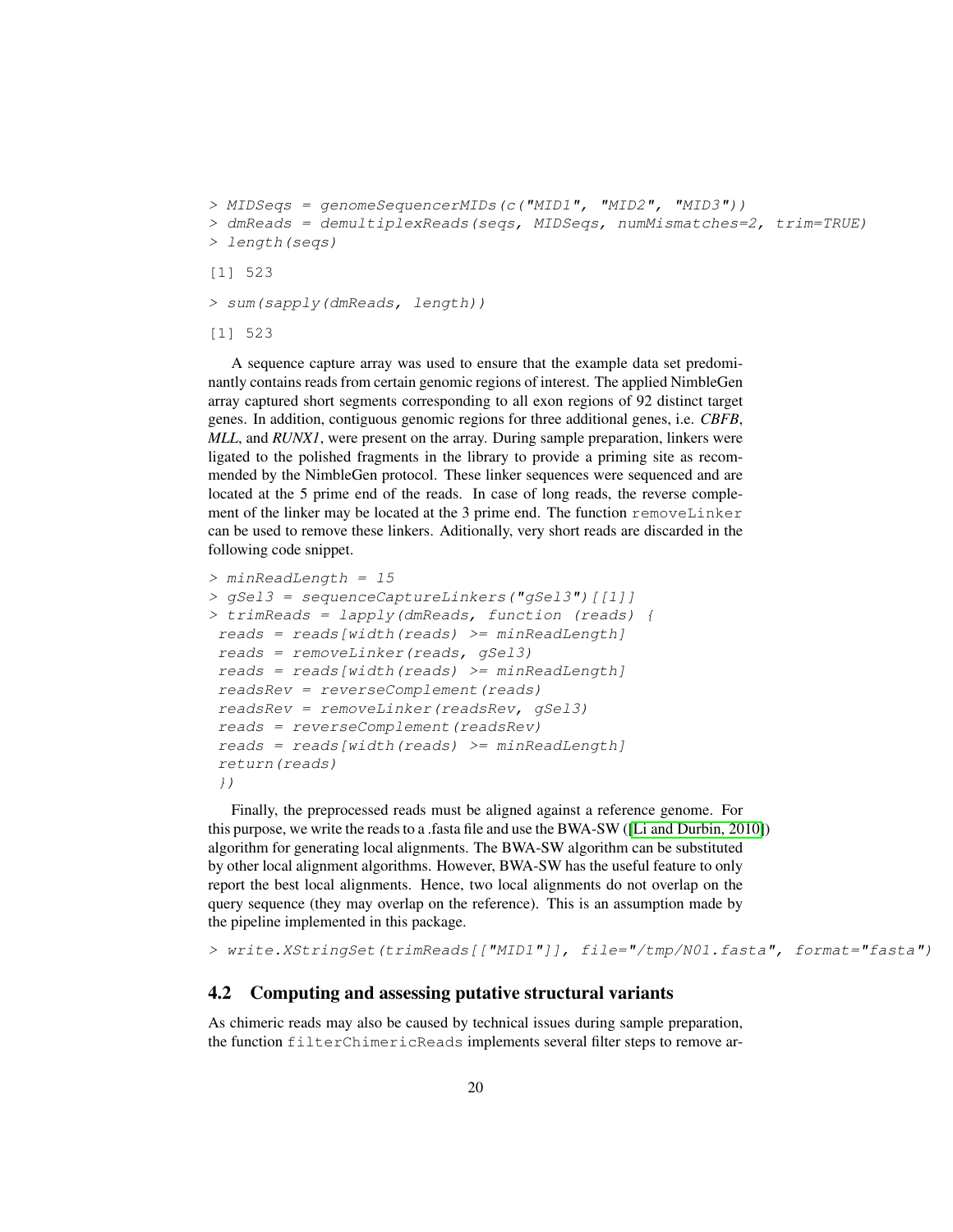```
> MIDSeqs = genomeSequencerMIDs(c("MID1", "MID2", "MID3"))
> dmReads = demultiplexReads(seqs, MIDSeqs, numMismatches=2, trim=TRUE)
> length(seqs)

[1] 523

> sum(sapply(dmReads, length))

[1] 523
```

A sequence capture array was used to ensure that the example data set predominantly contains reads from certain genomic regions of interest. The applied NimbleGen array captured short segments corresponding to all exon regions of 92 distinct target genes. In addition, contiguous genomic regions for three additional genes, i.e. *CBFB*, *MLL*, and *RUNX1*, were present on the array. During sample preparation, linkers were ligated to the polished fragments in the library to provide a priming site as recommended by the NimbleGen protocol. These linker sequences were sequenced and are located at the 5 prime end of the reads. In case of long reads, the reverse complement of the linker may be located at the 3 prime end. The function `removeLinker` can be used to remove these linkers. Aditionally, very short reads are discarded in the following code snippet.

```
> minReadLength = 15
> gSel3 = sequenceCaptureLinkers("gSel3")[[1]]
> trimReads = lapply(dmReads, function (reads) {
 reads = reads[width(reads) >= minReadLength]
 reads = removeLinker(reads, gSel3)
 reads = reads[width(reads) >= minReadLength]
 readsRev = reverseComplement(reads)
 readsRev = removeLinker(readsRev, gSel3)
 reads = reverseComplement(readsRev)
 reads = reads[width(reads) >= minReadLength]
 return(reads)
 })
```

Finally, the preprocessed reads must be aligned against a reference genome. For this purpose, we write the reads to a .fasta file and use the BWA-SW ([Li and Durbin, 2010]) algorithm for generating local alignments. The BWA-SW algorithm can be substituted by other local alignment algorithms. However, BWA-SW has the useful feature to only report the best local alignments. Hence, two local alignments do not overlap on the query sequence (they may overlap on the reference). This is an assumption made by the pipeline implemented in this package.

```
> write.XStringSet(trimReads[["MID1"]], file="/tmp/N01.fasta", format="fasta")
```

## 4.2 Computing and assessing putative structural variants

As chimeric reads may also be caused by technical issues during sample preparation, the function `filterChimericReads` implements several filter steps to remove ar-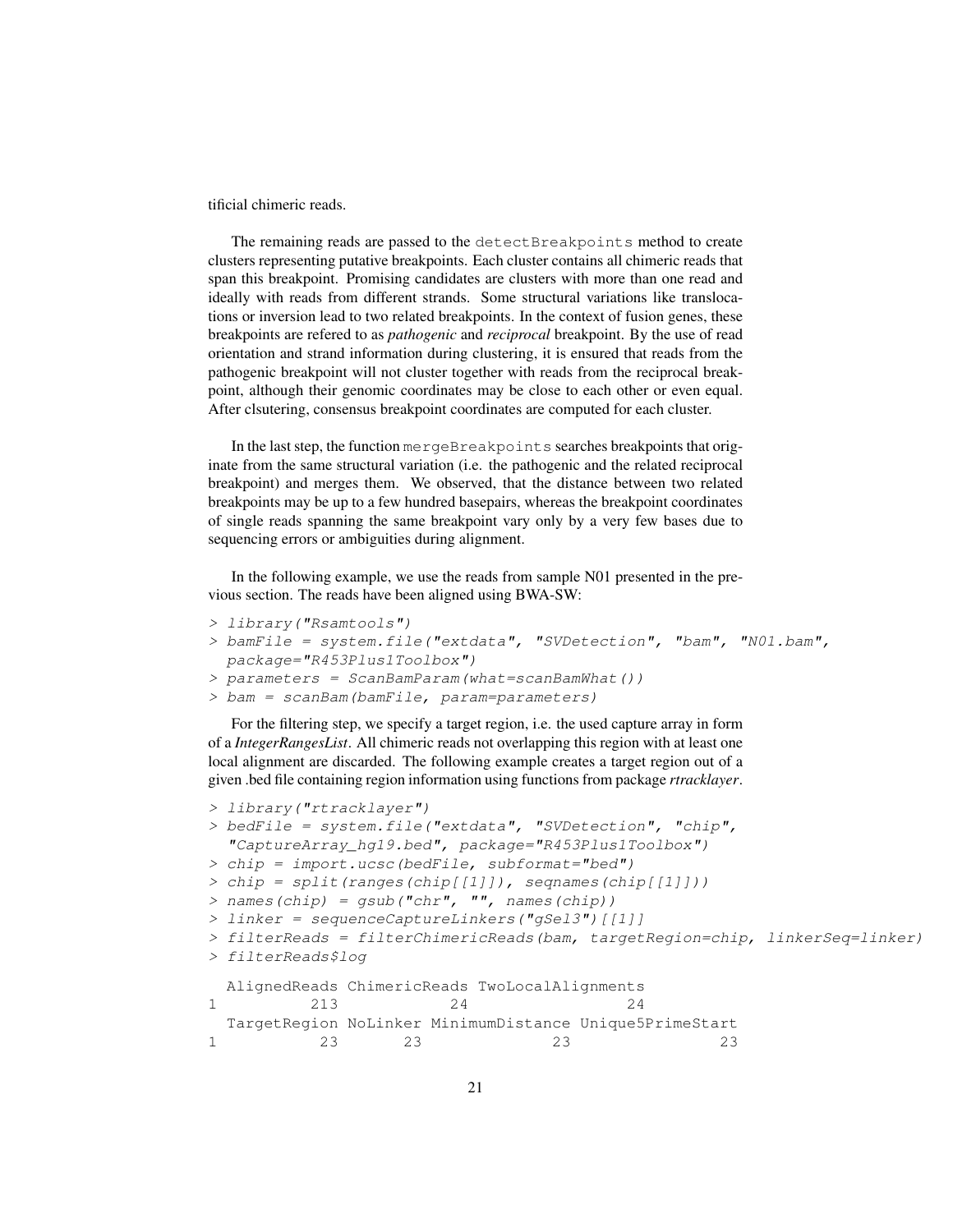tificial chimeric reads.

The remaining reads are passed to the `detectBreakpoints` method to create clusters representing putative breakpoints. Each cluster contains all chimeric reads that span this breakpoint. Promising candidates are clusters with more than one read and ideally with reads from different strands. Some structural variations like translocations or inversion lead to two related breakpoints. In the context of fusion genes, these breakpoints are refered to as *pathogenic* and *reciprocal* breakpoint. By the use of read orientation and strand information during clustering, it is ensured that reads from the pathogenic breakpoint will not cluster together with reads from the reciprocal breakpoint, although their genomic coordinates may be close to each other or even equal. After clsutering, consensus breakpoint coordinates are computed for each cluster.

In the last step, the function `mergeBreakpoints` searches breakpoints that originate from the same structural variation (i.e. the pathogenic and the related reciprocal breakpoint) and merges them. We observed, that the distance between two related breakpoints may be up to a few hundred basepairs, whereas the breakpoint coordinates of single reads spanning the same breakpoint vary only by a very few bases due to sequencing errors or ambiguities during alignment.

In the following example, we use the reads from sample N01 presented in the previous section. The reads have been aligned using BWA-SW:

```
> library("Rsamtools")
> bamFile = system.file("extdata", "SVDetection", "bam", "N01.bam",
  package="R453Plus1Toolbox")
> parameters = ScanBamParam(what=scanBamWhat())
> bam = scanBam(bamFile, param=parameters)
```

For the filtering step, we specify a target region, i.e. the used capture array in form of a ***IntegerRangesList***. All chimeric reads not overlapping this region with at least one local alignment are discarded. The following example creates a target region out of a given .bed file containing region information using functions from package *rtracklayer*.

```
> library("rtracklayer")
> bedFile = system.file("extdata", "SVDetection", "chip",
  "CaptureArray_hg19.bed", package="R453Plus1Toolbox")
> chip = import.ucsc(bedFile, subformat="bed")
> chip = split(ranges(chip[[1]]), seqnames(chip[[1]]))
> names(chip) = gsub("chr", "", names(chip))
> linker = sequenceCaptureLinkers("gSel3")[[1]]
> filterReads = filterChimericReads(bam, targetRegion=chip, linkerSeq=linker)
> filterReads$log

  AlignedReads ChimericReads TwoLocalAlignments
1          213            24                 24
  TargetRegion NoLinker MinimumDistance Unique5PrimeStart
1           23       23              23                23
```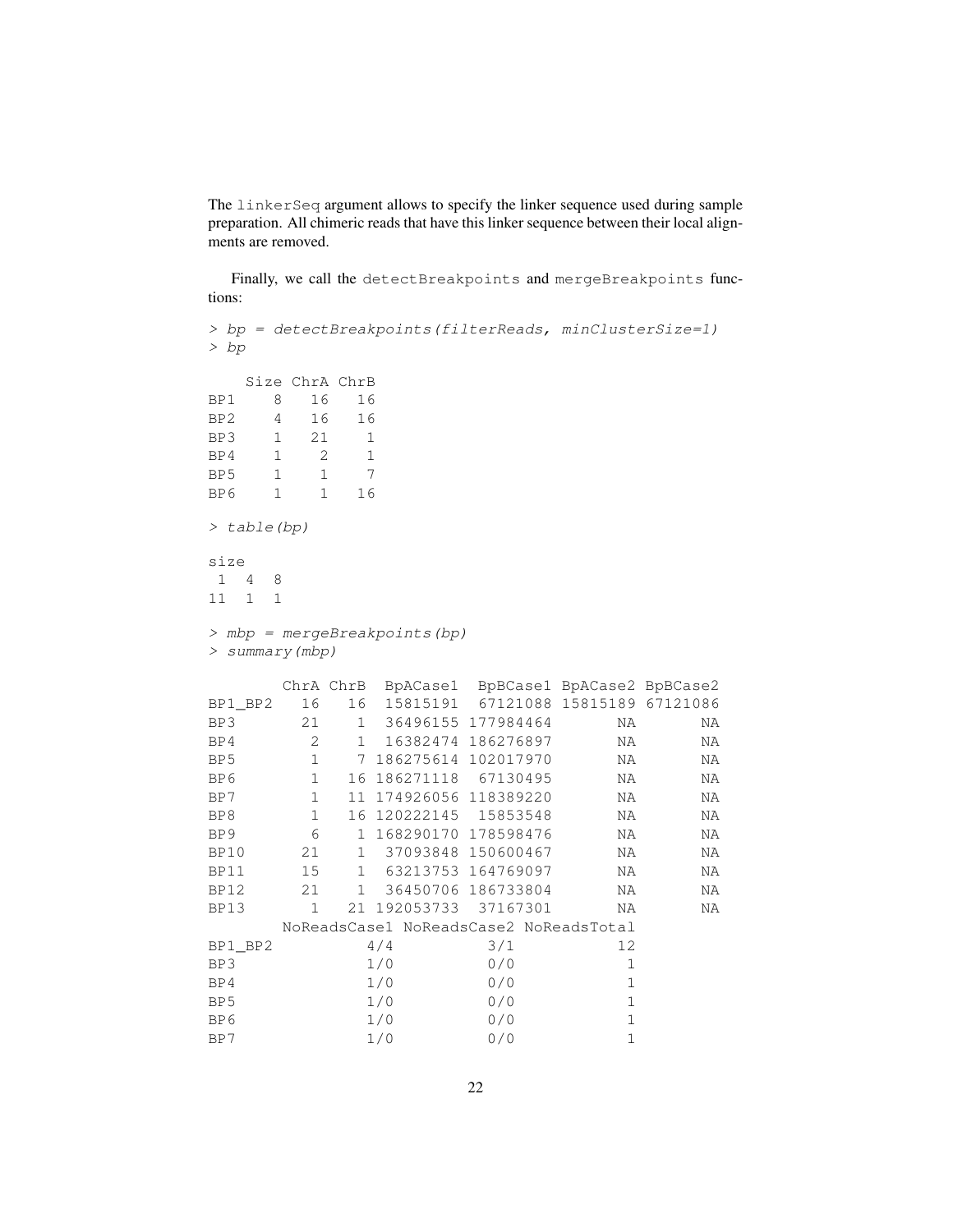The `linkerSeq` argument allows to specify the linker sequence used during sample preparation. All chimeric reads that have this linker sequence between their local alignments are removed.

Finally, we call the `detectBreakpoints` and `mergeBreakpoints` functions:

```
> bp = detectBreakpoints(filterReads, minClusterSize=1)
> bp

    Size ChrA ChrB
BP1    8   16   16
BP2    4   16   16
BP3    1   21    1
BP4    1    2    1
BP5    1    1    7
BP6    1    1   16

> table(bp)

size
 1  4  8
11  1  1

> mbp = mergeBreakpoints(bp)
> summary(mbp)

        ChrA ChrB  BpACase1  BpBCase1 BpACase2 BpBCase2
BP1_BP2   16   16  15815191  67121088 15815189 67121086
BP3       21    1  36496155 177984464       NA       NA
BP4        2    1  16382474 186276897       NA       NA
BP5        1    7 186275614 102017970       NA       NA
BP6        1   16 186271118  67130495       NA       NA
BP7        1   11 174926056 118389220       NA       NA
BP8        1   16 120222145  15853548       NA       NA
BP9        6    1 168290170 178598476       NA       NA
BP10      21    1  37093848 150600467       NA       NA
BP11      15    1  63213753 164769097       NA       NA
BP12      21    1  36450706 186733804       NA       NA
BP13       1   21 192053733  37167301       NA       NA
        NoReadsCase1 NoReadsCase2 NoReadsTotal
BP1_BP2          4/4          3/1           12
BP3              1/0          0/0            1
BP4              1/0          0/0            1
BP5              1/0          0/0            1
BP6              1/0          0/0            1
BP7              1/0          0/0            1
```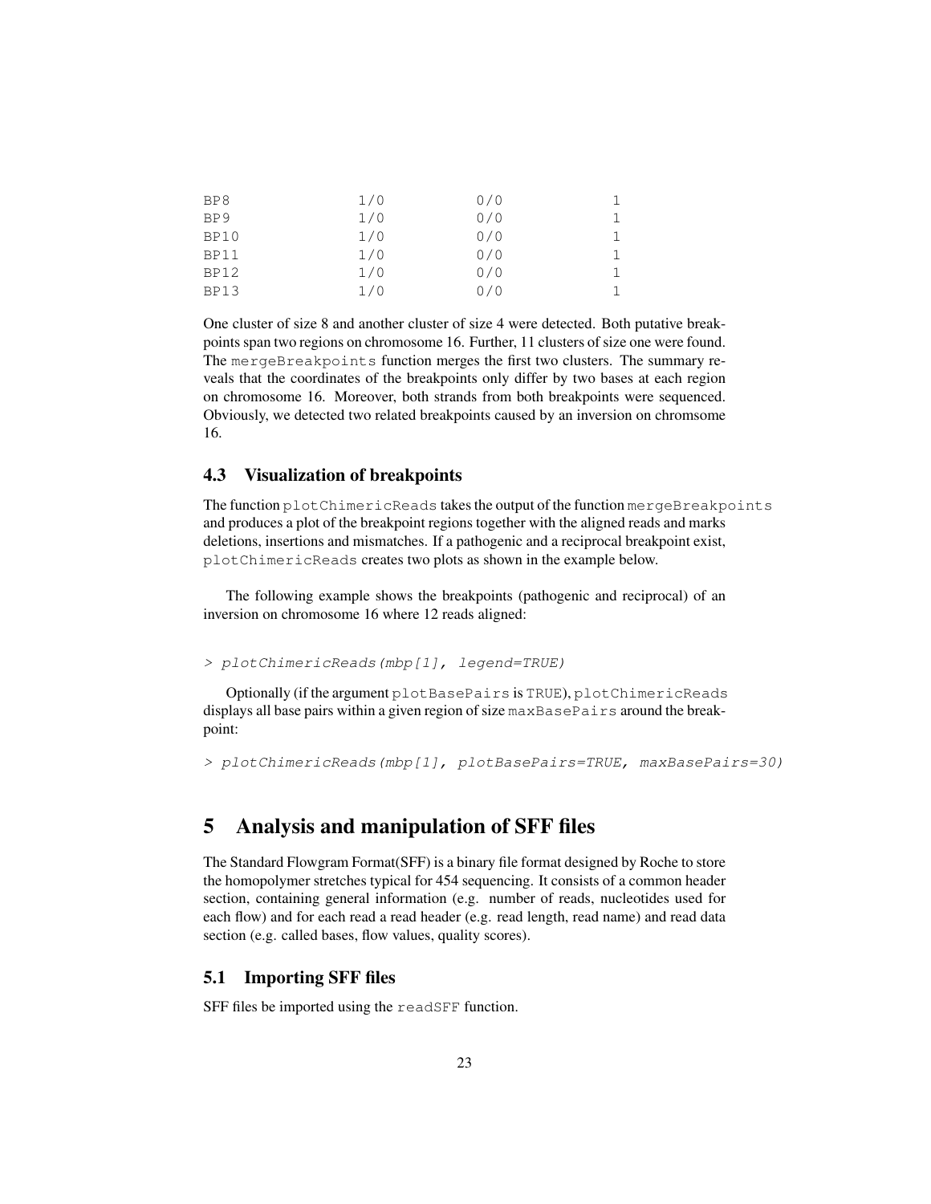```
BP8           1/0       0/0       1
BP9           1/0       0/0       1
BP10          1/0       0/0       1
BP11          1/0       0/0       1
BP12          1/0       0/0       1
BP13          1/0       0/0       1
```

One cluster of size 8 and another cluster of size 4 were detected. Both putative breakpoints span two regions on chromosome 16. Further, 11 clusters of size one were found. The mergeBreakpoints function merges the first two clusters. The summary reveals that the coordinates of the breakpoints only differ by two bases at each region on chromosome 16. Moreover, both strands from both breakpoints were sequenced. Obviously, we detected two related breakpoints caused by an inversion on chromsome 16.

### 4.3 Visualization of breakpoints

The function plotChimericReads takes the output of the function mergeBreakpoints and produces a plot of the breakpoint regions together with the aligned reads and marks deletions, insertions and mismatches. If a pathogenic and a reciprocal breakpoint exist, plotChimericReads creates two plots as shown in the example below.

The following example shows the breakpoints (pathogenic and reciprocal) of an inversion on chromosome 16 where 12 reads aligned:

```
> plotChimericReads(mbp[1], legend=TRUE)
```

Optionally (if the argument plotBasePairs is TRUE), plotChimericReads displays all base pairs within a given region of size maxBasePairs around the breakpoint:

```
> plotChimericReads(mbp[1], plotBasePairs=TRUE, maxBasePairs=30)
```

## 5 Analysis and manipulation of SFF files

The Standard Flowgram Format(SFF) is a binary file format designed by Roche to store the homopolymer stretches typical for 454 sequencing. It consists of a common header section, containing general information (e.g. number of reads, nucleotides used for each flow) and for each read a read header (e.g. read length, read name) and read data section (e.g. called bases, flow values, quality scores).

### 5.1 Importing SFF files

SFF files be imported using the readSFF function.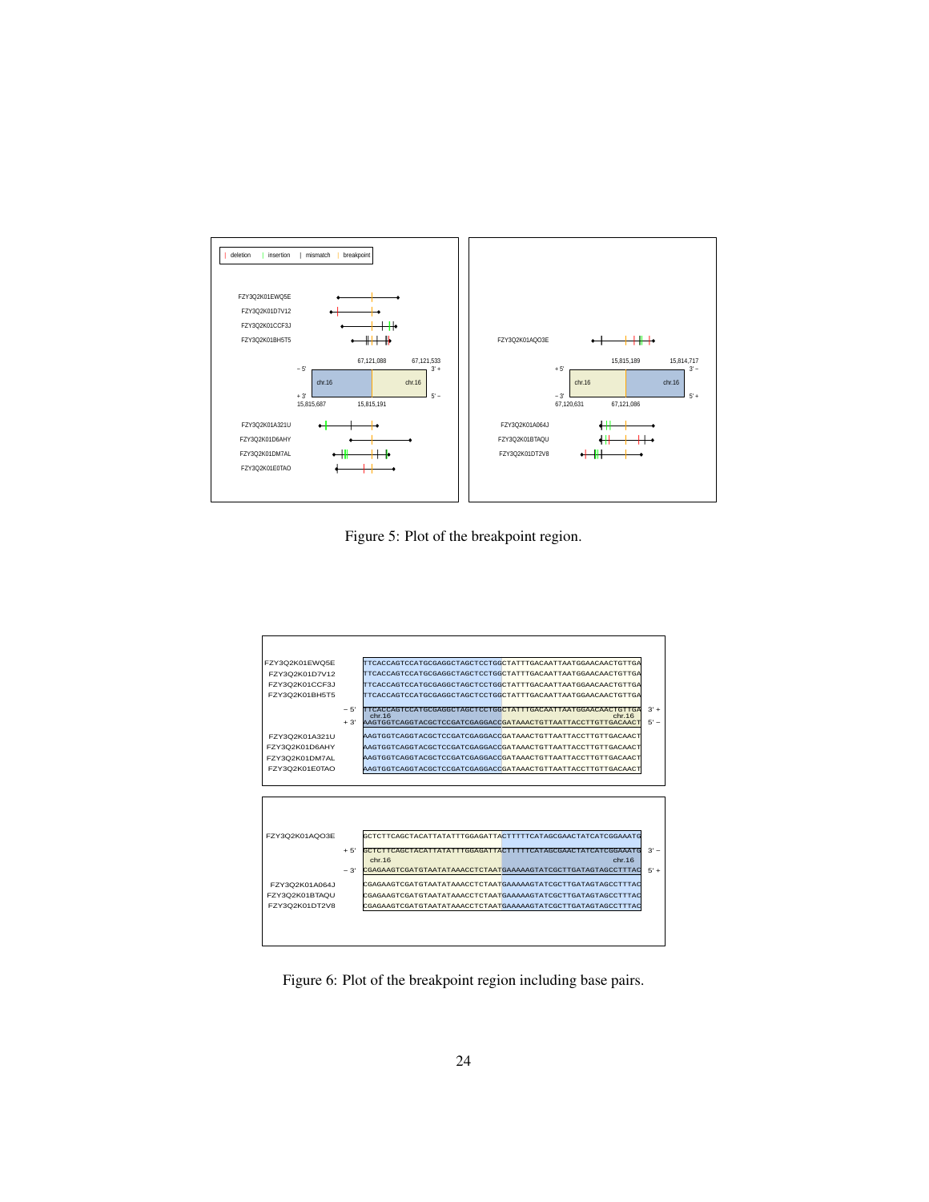Figure 5: Plot of the breakpoint region.

Figure 6: Plot of the breakpoint region including base pairs.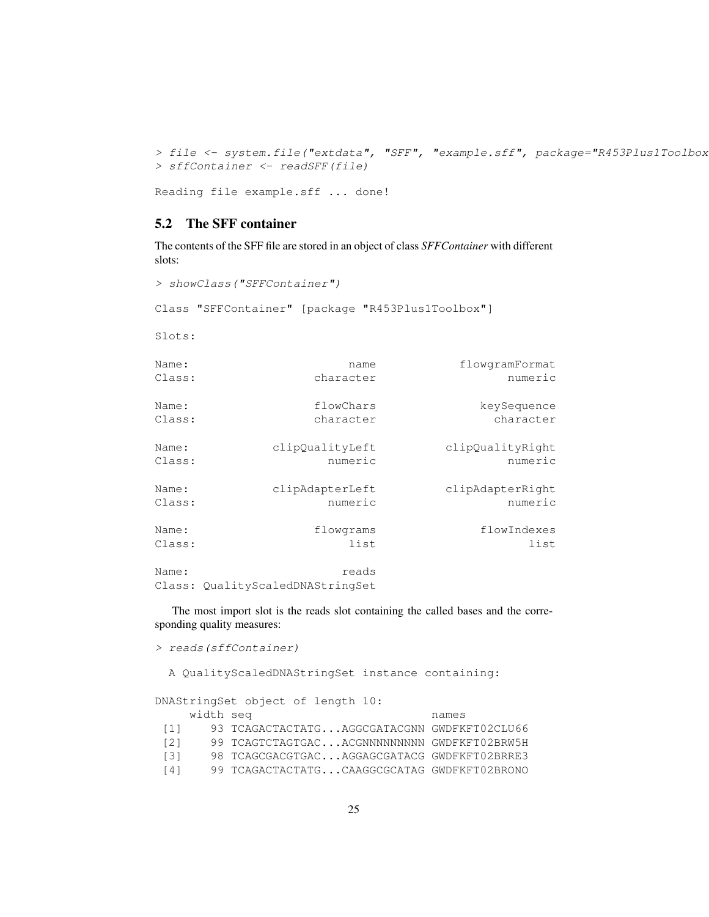```
> file <- system.file("extdata", "SFF", "example.sff", package="R453Plus1Toolbox
> sffContainer <- readSFF(file)

Reading file example.sff ... done!
```

## 5.2 The SFF container

The contents of the SFF file are stored in an object of class *SFFContainer* with different slots:

```
> showClass("SFFContainer")

Class "SFFContainer" [package "R453Plus1Toolbox"]

Slots:

Name:                     name           flowgramFormat
Class:               character                  numeric

Name:                flowChars              keySequence
Class:               character                character

Name:          clipQualityLeft         clipQualityRight
Class:                 numeric                  numeric

Name:          clipAdapterLeft         clipAdapterRight
Class:                 numeric                  numeric

Name:                flowgrams              flowIndexes
Class:                    list                     list

Name:                    reads
Class: QualityScaledDNAStringSet
```

The most import slot is the reads slot containing the called bases and the corresponding quality measures:

```
> reads(sffContainer)

  A QualityScaledDNAStringSet instance containing:

DNAStringSet object of length 10:
     width seq                          names
 [1]    93 TCAGACTACTATG...AGGCGATACGNN GWDFKFT02CLU66
 [2]    99 TCAGTCTAGTGAC...ACGNNNNNNNNN GWDFKFT02BRW5H
 [3]    98 TCAGCGACGTGAC...AGGAGCGATACG GWDFKFT02BRRE3
 [4]    99 TCAGACTACTATG...CAAGGCGCATAG GWDFKFT02BRONO
```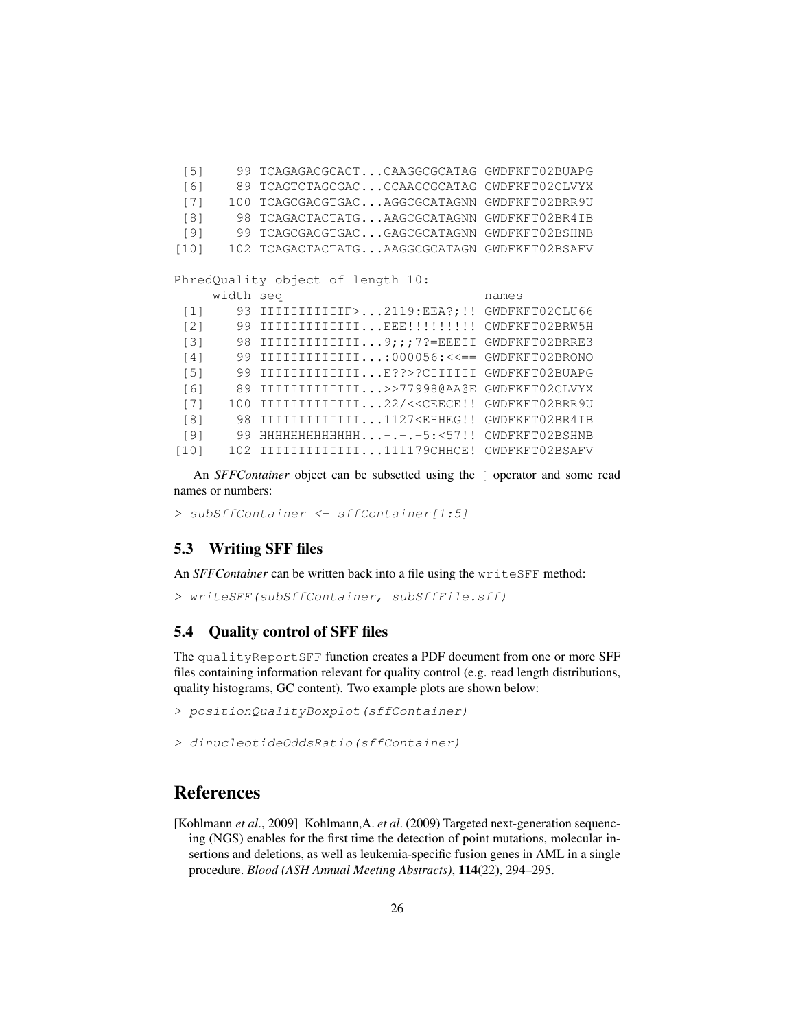```
 [5]    99 TCAGAGACGCACT...CAAGGCGCATAG GWDFKFT02BUAPG
 [6]    89 TCAGTCTAGCGAC...GCAAGCGCATAG GWDFKFT02CLVYX
 [7]   100 TCAGCGACGTGAC...AGGCGCATAGNN GWDFKFT02BRR9U
 [8]    98 TCAGACTACTATG...AAGCGCATAGNN GWDFKFT02BR4IB
 [9]    99 TCAGCGACGTGAC...GAGCGCATAGNN GWDFKFT02BSHNB
[10]   102 TCAGACTACTATG...AAGGCGCATAGN GWDFKFT02BSAFV

PhredQuality object of length 10:
     width seq                          names
 [1]    93 IIIIIIIIIIIF>...2119:EEA?;!! GWDFKFT02CLU66
 [2]    99 IIIIIIIIIIIII...EEE!!!!!!!!! GWDFKFT02BRW5H
 [3]    98 IIIIIIIIIIIII...9;;;7?=EEEII GWDFKFT02BRRE3
 [4]    99 IIIIIIIIIIIII...:000056:<<== GWDFKFT02BRONO
 [5]    99 IIIIIIIIIIIII...E??>?CIIIIII GWDFKFT02BUAPG
 [6]    89 IIIIIIIIIIIII...>>77998@AA@E GWDFKFT02CLVYX
 [7]   100 IIIIIIIIIIIII...22/<<CEECE!! GWDFKFT02BRR9U
 [8]    98 IIIIIIIIIIIII...1127<EHHEG!! GWDFKFT02BR4IB
 [9]    99 HHHHHHHHHHHHH...-.-.-5:<57!! GWDFKFT02BSHNB
[10]   102 IIIIIIIIIIIII...111179CHHCE! GWDFKFT02BSAFV
```

An *SFFContainer* object can be subsetted using the [ operator and some read names or numbers:

```
> subSffContainer <- sffContainer[1:5]
```

### 5.3 Writing SFF files

An *SFFContainer* can be written back into a file using the `writeSFF` method:

```
> writeSFF(subSffContainer, subSffFile.sff)
```

### 5.4 Quality control of SFF files

The `qualityReportSFF` function creates a PDF document from one or more SFF files containing information relevant for quality control (e.g. read length distributions, quality histograms, GC content). Two example plots are shown below:

```
> positionQualityBoxplot(sffContainer)
```

```
> dinucleotideOddsRatio(sffContainer)
```

## References

[Kohlmann *et al*., 2009] Kohlmann,A. *et al*. (2009) Targeted next-generation sequencing (NGS) enables for the first time the detection of point mutations, molecular insertions and deletions, as well as leukemia-specific fusion genes in AML in a single procedure. *Blood (ASH Annual Meeting Abstracts)*, **114**(22), 294–295.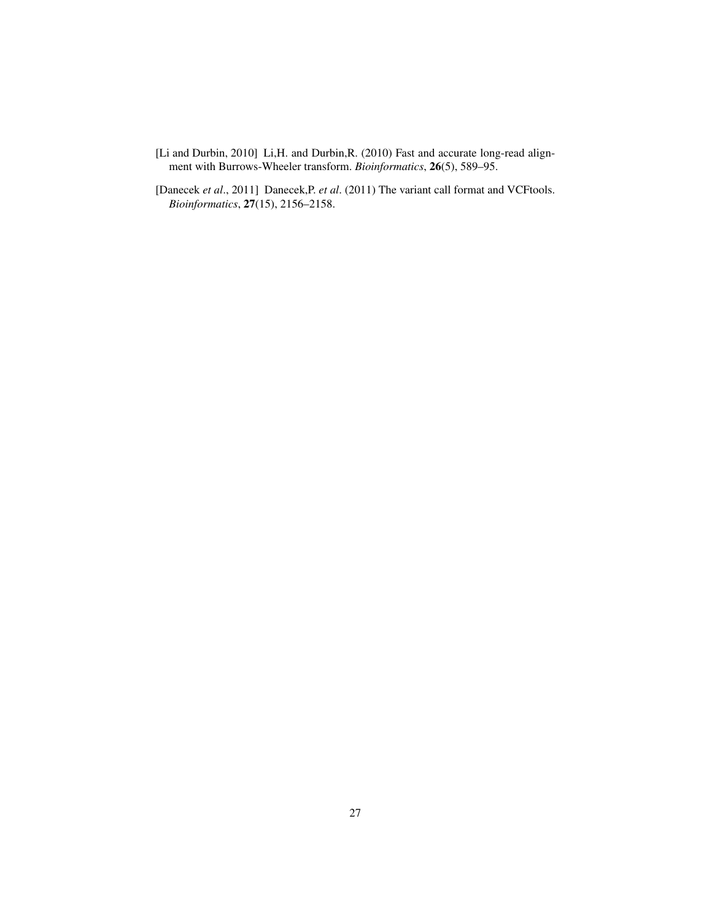[Li and Durbin, 2010] Li,H. and Durbin,R. (2010) Fast and accurate long-read alignment with Burrows-Wheeler transform. *Bioinformatics*, **26**(5), 589–95.

[Danecek *et al*., 2011] Danecek,P. *et al*. (2011) The variant call format and VCFtools. *Bioinformatics*, **27**(15), 2156–2158.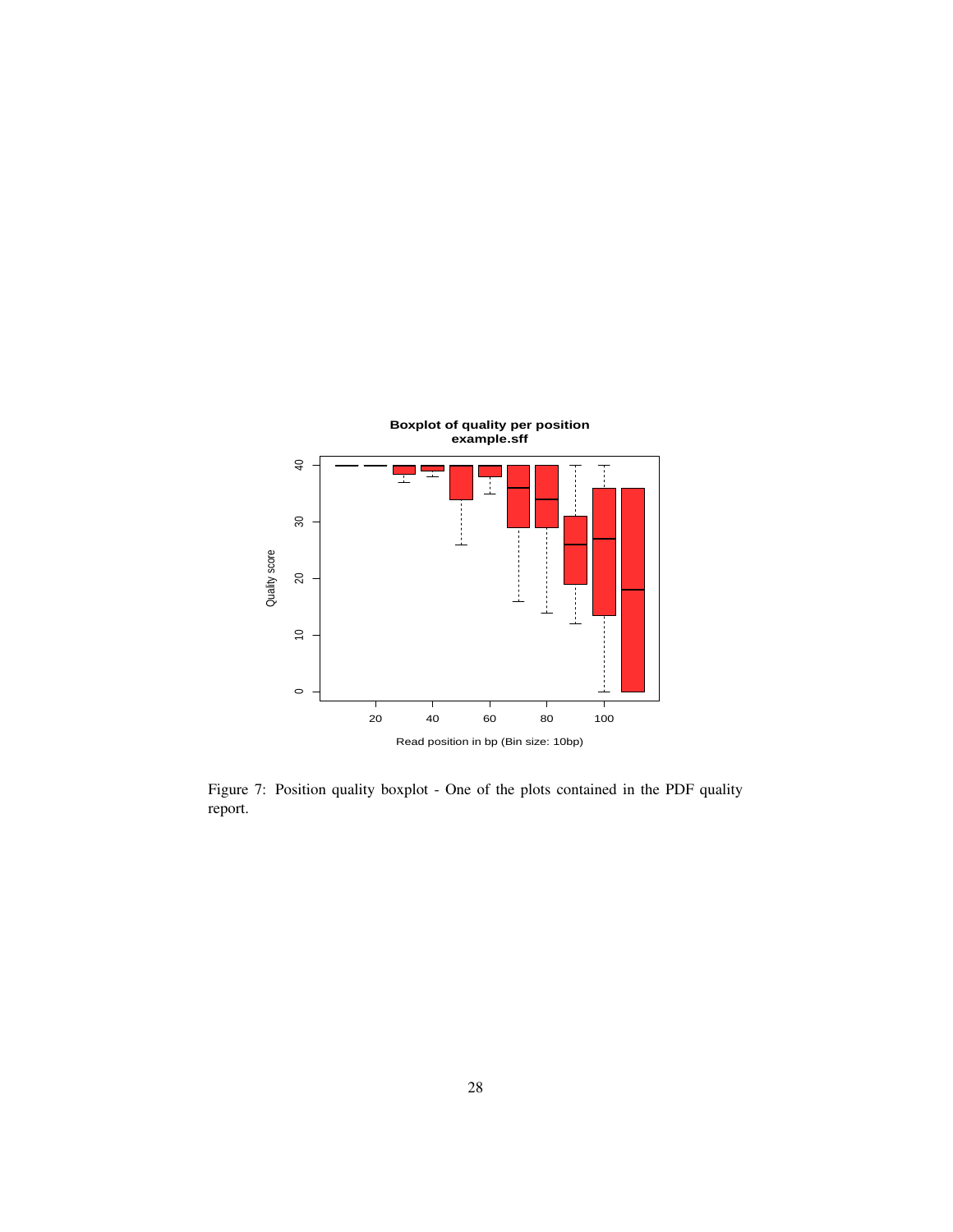Figure 7: Position quality boxplot - One of the plots contained in the PDF quality report.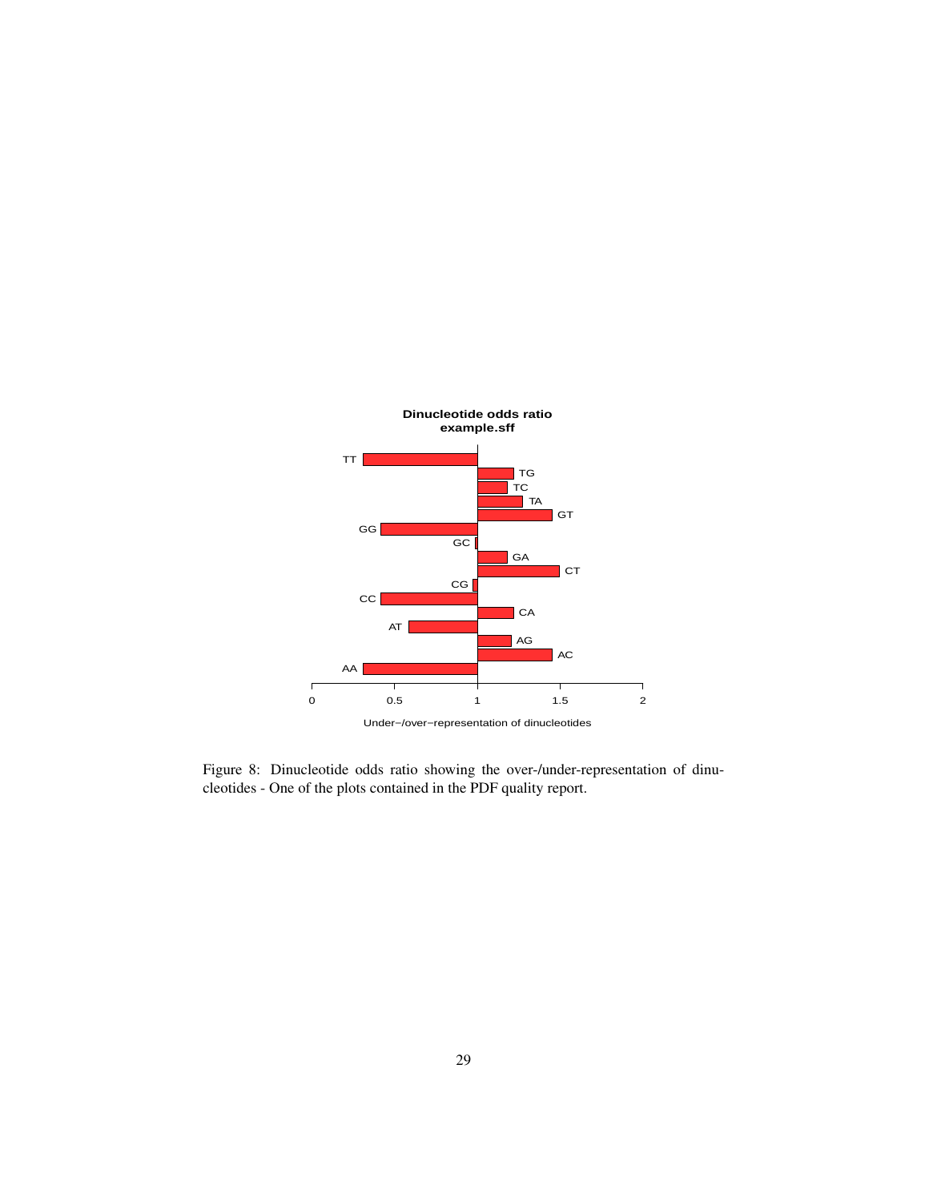Dinucleotide odds ratio
example.sff

TT
TG
TC
TA
GT
GG
GC
GA
CT
CG
CC
CA
AT
AG
AC
AA

0
0.5
1
1.5
2

Under−/over−representation of dinucleotides

Figure 8: Dinucleotide odds ratio showing the over-/under-representation of dinucleotides - One of the plots contained in the PDF quality report.